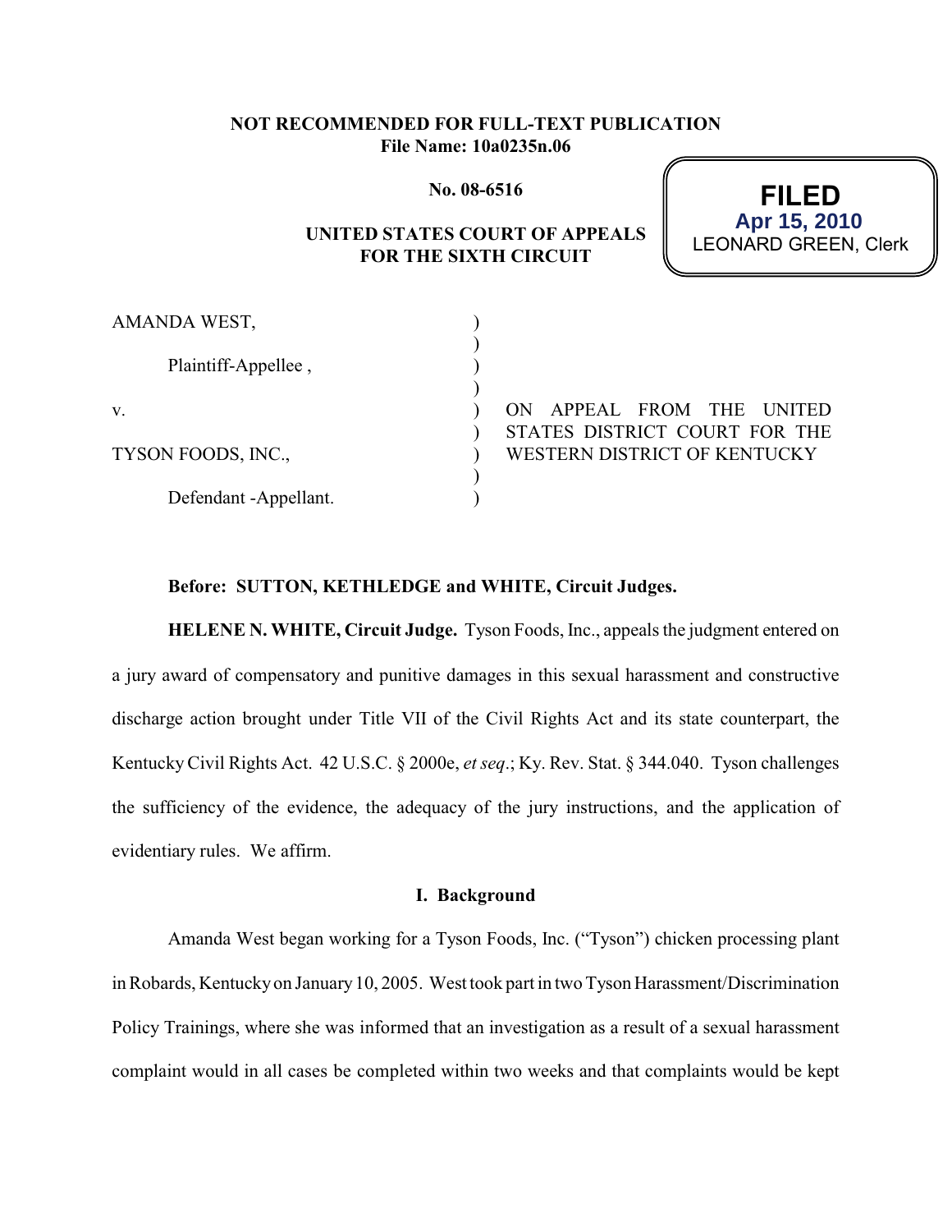**NOT RECOMMENDED FOR FULL-TEXT PUBLICATION**
**File Name: 10a0235n.06**

**No. 08-6516**

**UNITED STATES COURT OF APPEALS**
**FOR THE SIXTH CIRCUIT**

**FILED**
**Apr 15, 2010**
LEONARD GREEN, Clerk

AMANDA WEST,

Plaintiff-Appellee ,

v.

TYSON FOODS, INC.,

Defendant -Appellant.

ON APPEAL FROM THE UNITED STATES DISTRICT COURT FOR THE WESTERN DISTRICT OF KENTUCKY

**Before: SUTTON, KETHLEDGE and WHITE, Circuit Judges.**

**HELENE N. WHITE, Circuit Judge.** Tyson Foods, Inc., appeals the judgment entered on a jury award of compensatory and punitive damages in this sexual harassment and constructive discharge action brought under Title VII of the Civil Rights Act and its state counterpart, the Kentucky Civil Rights Act. 42 U.S.C. § 2000e, *et seq*.; Ky. Rev. Stat. § 344.040. Tyson challenges the sufficiency of the evidence, the adequacy of the jury instructions, and the application of evidentiary rules. We affirm.

## I. Background

Amanda West began working for a Tyson Foods, Inc. ("Tyson") chicken processing plant in Robards, Kentucky on January 10, 2005. West took part in two Tyson Harassment/Discrimination Policy Trainings, where she was informed that an investigation as a result of a sexual harassment complaint would in all cases be completed within two weeks and that complaints would be kept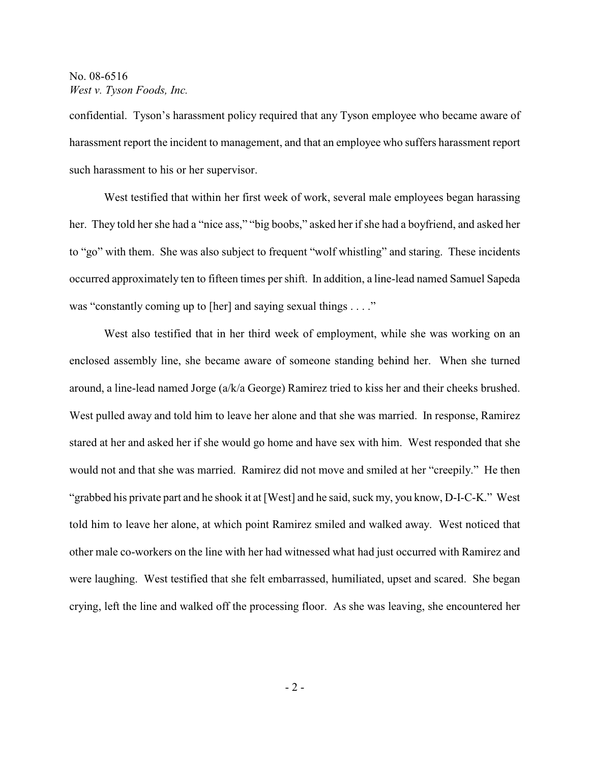confidential. Tyson's harassment policy required that any Tyson employee who became aware of harassment report the incident to management, and that an employee who suffers harassment report such harassment to his or her supervisor.

West testified that within her first week of work, several male employees began harassing her. They told her she had a "nice ass," "big boobs," asked her if she had a boyfriend, and asked her to "go" with them. She was also subject to frequent "wolf whistling" and staring. These incidents occurred approximately ten to fifteen times per shift. In addition, a line-lead named Samuel Sapeda was "constantly coming up to [her] and saying sexual things . . . ."

West also testified that in her third week of employment, while she was working on an enclosed assembly line, she became aware of someone standing behind her. When she turned around, a line-lead named Jorge (a/k/a George) Ramirez tried to kiss her and their cheeks brushed. West pulled away and told him to leave her alone and that she was married. In response, Ramirez stared at her and asked her if she would go home and have sex with him. West responded that she would not and that she was married. Ramirez did not move and smiled at her "creepily." He then "grabbed his private part and he shook it at [West] and he said, suck my, you know, D-I-C-K." West told him to leave her alone, at which point Ramirez smiled and walked away. West noticed that other male co-workers on the line with her had witnessed what had just occurred with Ramirez and were laughing. West testified that she felt embarrassed, humiliated, upset and scared. She began crying, left the line and walked off the processing floor. As she was leaving, she encountered her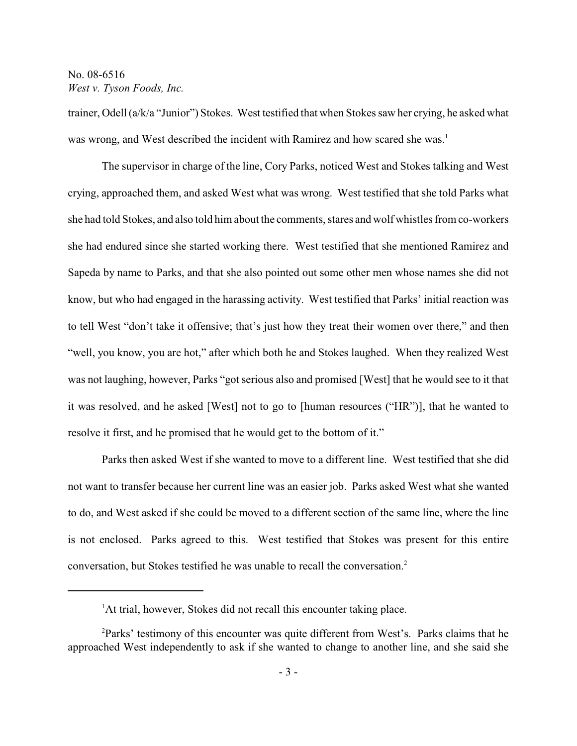trainer, Odell (a/k/a "Junior") Stokes. West testified that when Stokes saw her crying, he asked what was wrong, and West described the incident with Ramirez and how scared she was.[1]

The supervisor in charge of the line, Cory Parks, noticed West and Stokes talking and West crying, approached them, and asked West what was wrong. West testified that she told Parks what she had told Stokes, and also told him about the comments, stares and wolf whistles from co-workers she had endured since she started working there. West testified that she mentioned Ramirez and Sapeda by name to Parks, and that she also pointed out some other men whose names she did not know, but who had engaged in the harassing activity. West testified that Parks' initial reaction was to tell West "don't take it offensive; that's just how they treat their women over there," and then "well, you know, you are hot," after which both he and Stokes laughed. When they realized West was not laughing, however, Parks "got serious also and promised [West] that he would see to it that it was resolved, and he asked [West] not to go to [human resources ("HR")], that he wanted to resolve it first, and he promised that he would get to the bottom of it."

Parks then asked West if she wanted to move to a different line. West testified that she did not want to transfer because her current line was an easier job. Parks asked West what she wanted to do, and West asked if she could be moved to a different section of the same line, where the line is not enclosed. Parks agreed to this. West testified that Stokes was present for this entire conversation, but Stokes testified he was unable to recall the conversation.[2]

---

[1] At trial, however, Stokes did not recall this encounter taking place.

[2] Parks' testimony of this encounter was quite different from West's. Parks claims that he approached West independently to ask if she wanted to change to another line, and she said she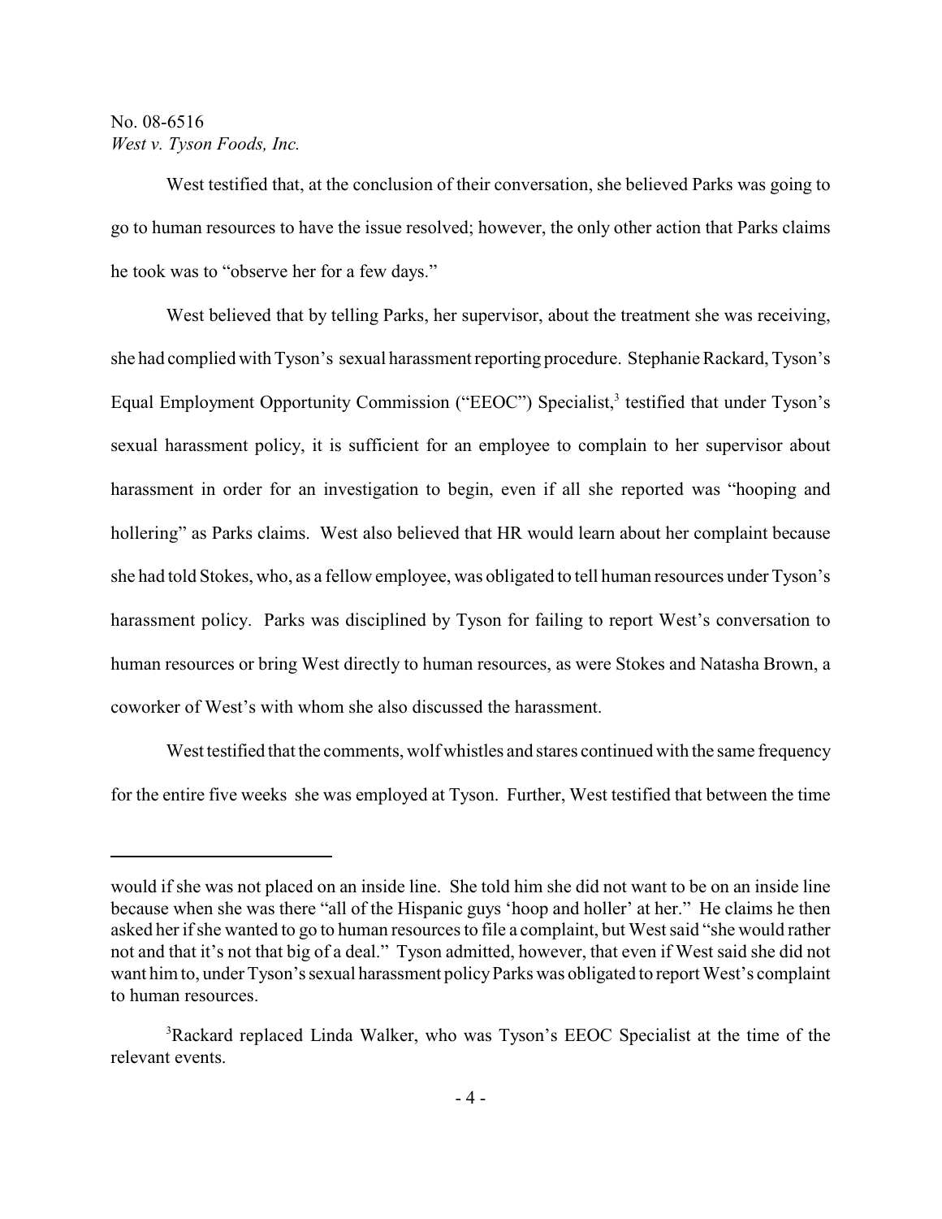West testified that, at the conclusion of their conversation, she believed Parks was going to go to human resources to have the issue resolved; however, the only other action that Parks claims he took was to "observe her for a few days."

West believed that by telling Parks, her supervisor, about the treatment she was receiving, she had complied with Tyson's sexual harassment reporting procedure. Stephanie Rackard, Tyson's Equal Employment Opportunity Commission ("EEOC") Specialist,[3] testified that under Tyson's sexual harassment policy, it is sufficient for an employee to complain to her supervisor about harassment in order for an investigation to begin, even if all she reported was "hooping and hollering" as Parks claims. West also believed that HR would learn about her complaint because she had told Stokes, who, as a fellow employee, was obligated to tell human resources under Tyson's harassment policy. Parks was disciplined by Tyson for failing to report West's conversation to human resources or bring West directly to human resources, as were Stokes and Natasha Brown, a coworker of West's with whom she also discussed the harassment.

West testified that the comments, wolf whistles and stares continued with the same frequency for the entire five weeks she was employed at Tyson. Further, West testified that between the time

---

would if she was not placed on an inside line. She told him she did not want to be on an inside line because when she was there "all of the Hispanic guys 'hoop and holler' at her." He claims he then asked her if she wanted to go to human resources to file a complaint, but West said "she would rather not and that it's not that big of a deal." Tyson admitted, however, that even if West said she did not want him to, under Tyson's sexual harassment policy Parks was obligated to report West's complaint to human resources.

[3] Rackard replaced Linda Walker, who was Tyson's EEOC Specialist at the time of the relevant events.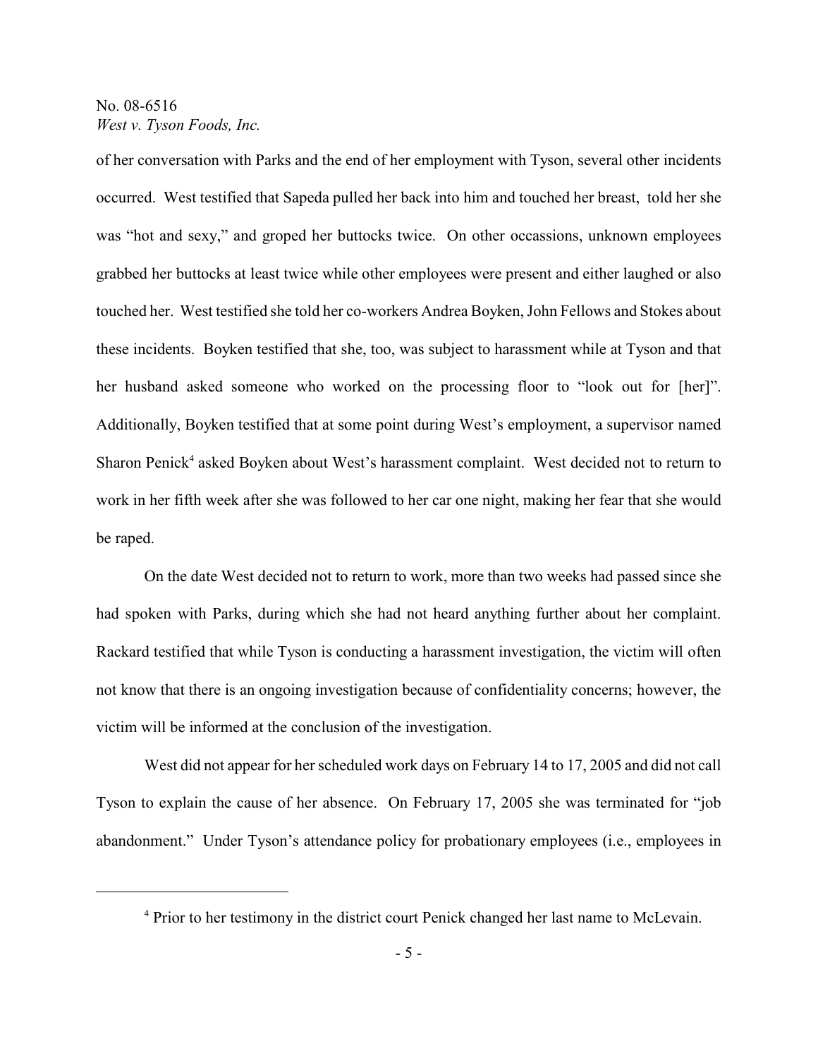of her conversation with Parks and the end of her employment with Tyson, several other incidents occurred. West testified that Sapeda pulled her back into him and touched her breast, told her she was "hot and sexy," and groped her buttocks twice. On other occassions, unknown employees grabbed her buttocks at least twice while other employees were present and either laughed or also touched her. West testified she told her co-workers Andrea Boyken, John Fellows and Stokes about these incidents. Boyken testified that she, too, was subject to harassment while at Tyson and that her husband asked someone who worked on the processing floor to "look out for [her]". Additionally, Boyken testified that at some point during West's employment, a supervisor named Sharon Penick[4] asked Boyken about West's harassment complaint. West decided not to return to work in her fifth week after she was followed to her car one night, making her fear that she would be raped.

On the date West decided not to return to work, more than two weeks had passed since she had spoken with Parks, during which she had not heard anything further about her complaint. Rackard testified that while Tyson is conducting a harassment investigation, the victim will often not know that there is an ongoing investigation because of confidentiality concerns; however, the victim will be informed at the conclusion of the investigation.

West did not appear for her scheduled work days on February 14 to 17, 2005 and did not call Tyson to explain the cause of her absence. On February 17, 2005 she was terminated for "job abandonment." Under Tyson's attendance policy for probationary employees (i.e., employees in

[4] Prior to her testimony in the district court Penick changed her last name to McLevain.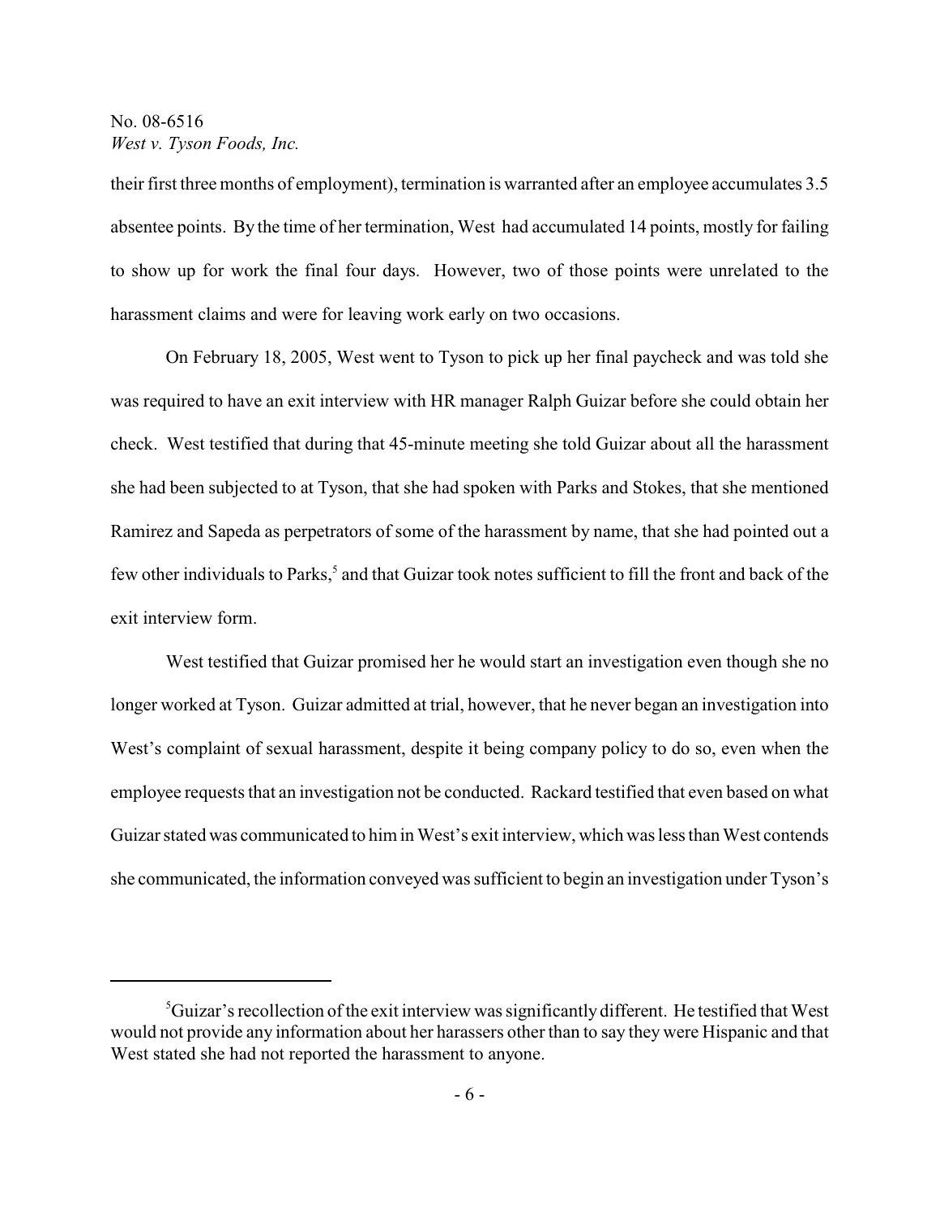their first three months of employment), termination is warranted after an employee accumulates 3.5 absentee points. By the time of her termination, West had accumulated 14 points, mostly for failing to show up for work the final four days. However, two of those points were unrelated to the harassment claims and were for leaving work early on two occasions.

On February 18, 2005, West went to Tyson to pick up her final paycheck and was told she was required to have an exit interview with HR manager Ralph Guizar before she could obtain her check. West testified that during that 45-minute meeting she told Guizar about all the harassment she had been subjected to at Tyson, that she had spoken with Parks and Stokes, that she mentioned Ramirez and Sapeda as perpetrators of some of the harassment by name, that she had pointed out a few other individuals to Parks,[5] and that Guizar took notes sufficient to fill the front and back of the exit interview form.

West testified that Guizar promised her he would start an investigation even though she no longer worked at Tyson. Guizar admitted at trial, however, that he never began an investigation into West's complaint of sexual harassment, despite it being company policy to do so, even when the employee requests that an investigation not be conducted. Rackard testified that even based on what Guizar stated was communicated to him in West's exit interview, which was less than West contends she communicated, the information conveyed was sufficient to begin an investigation under Tyson's

---

[5] Guizar's recollection of the exit interview was significantly different. He testified that West would not provide any information about her harassers other than to say they were Hispanic and that West stated she had not reported the harassment to anyone.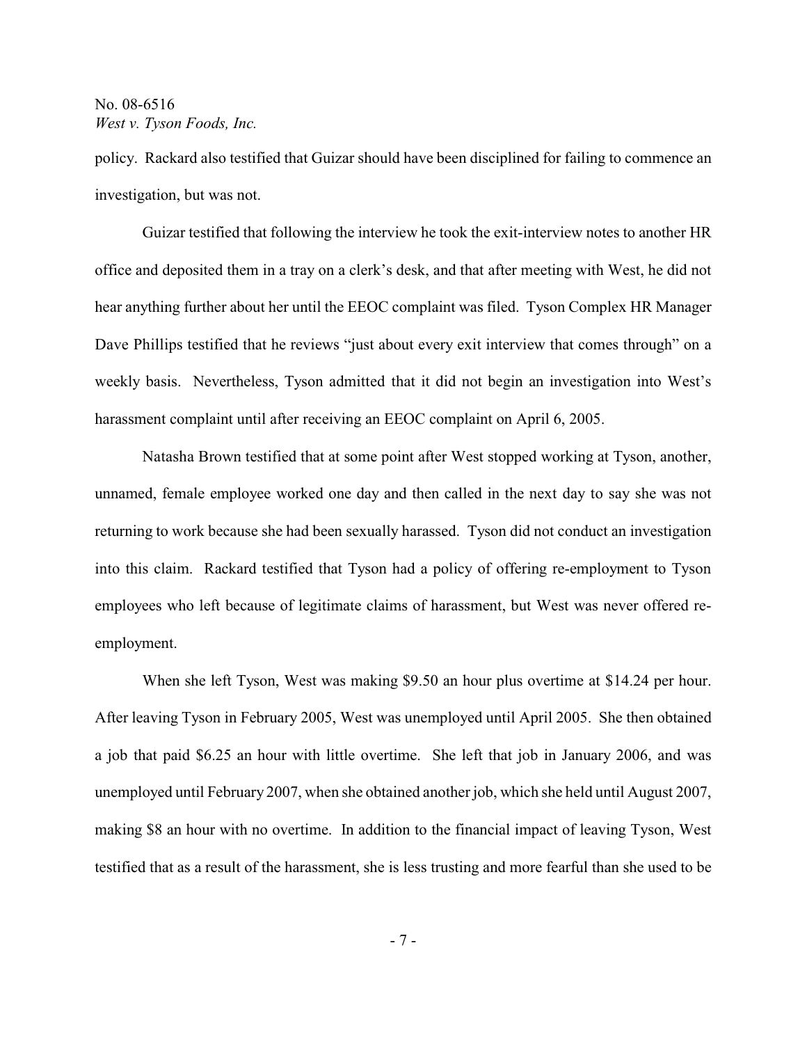policy. Rackard also testified that Guizar should have been disciplined for failing to commence an investigation, but was not.

Guizar testified that following the interview he took the exit-interview notes to another HR office and deposited them in a tray on a clerk's desk, and that after meeting with West, he did not hear anything further about her until the EEOC complaint was filed. Tyson Complex HR Manager Dave Phillips testified that he reviews "just about every exit interview that comes through" on a weekly basis. Nevertheless, Tyson admitted that it did not begin an investigation into West's harassment complaint until after receiving an EEOC complaint on April 6, 2005.

Natasha Brown testified that at some point after West stopped working at Tyson, another, unnamed, female employee worked one day and then called in the next day to say she was not returning to work because she had been sexually harassed. Tyson did not conduct an investigation into this claim. Rackard testified that Tyson had a policy of offering re-employment to Tyson employees who left because of legitimate claims of harassment, but West was never offered re-employment.

When she left Tyson, West was making $9.50 an hour plus overtime at $14.24 per hour. After leaving Tyson in February 2005, West was unemployed until April 2005. She then obtained a job that paid $6.25 an hour with little overtime. She left that job in January 2006, and was unemployed until February 2007, when she obtained another job, which she held until August 2007, making $8 an hour with no overtime. In addition to the financial impact of leaving Tyson, West testified that as a result of the harassment, she is less trusting and more fearful than she used to be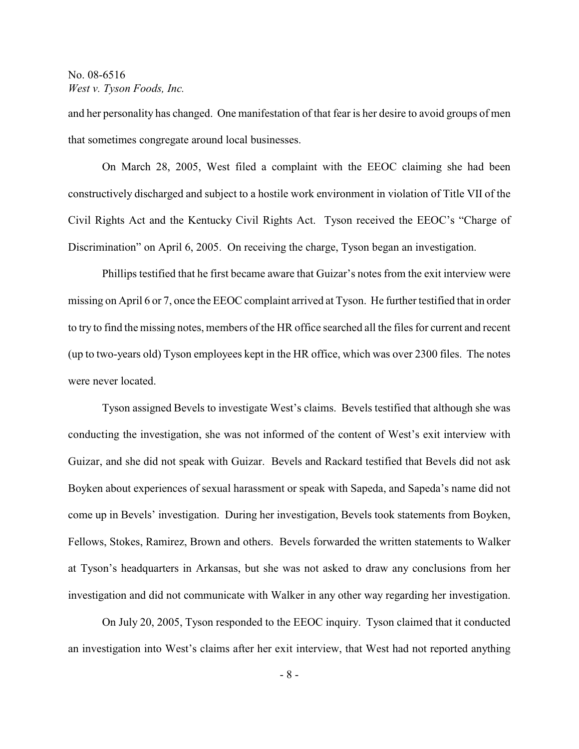and her personality has changed. One manifestation of that fear is her desire to avoid groups of men that sometimes congregate around local businesses.

On March 28, 2005, West filed a complaint with the EEOC claiming she had been constructively discharged and subject to a hostile work environment in violation of Title VII of the Civil Rights Act and the Kentucky Civil Rights Act. Tyson received the EEOC's "Charge of Discrimination" on April 6, 2005. On receiving the charge, Tyson began an investigation.

Phillips testified that he first became aware that Guizar's notes from the exit interview were missing on April 6 or 7, once the EEOC complaint arrived at Tyson. He further testified that in order to try to find the missing notes, members of the HR office searched all the files for current and recent (up to two-years old) Tyson employees kept in the HR office, which was over 2300 files. The notes were never located.

Tyson assigned Bevels to investigate West's claims. Bevels testified that although she was conducting the investigation, she was not informed of the content of West's exit interview with Guizar, and she did not speak with Guizar. Bevels and Rackard testified that Bevels did not ask Boyken about experiences of sexual harassment or speak with Sapeda, and Sapeda's name did not come up in Bevels' investigation. During her investigation, Bevels took statements from Boyken, Fellows, Stokes, Ramirez, Brown and others. Bevels forwarded the written statements to Walker at Tyson's headquarters in Arkansas, but she was not asked to draw any conclusions from her investigation and did not communicate with Walker in any other way regarding her investigation.

On July 20, 2005, Tyson responded to the EEOC inquiry. Tyson claimed that it conducted an investigation into West's claims after her exit interview, that West had not reported anything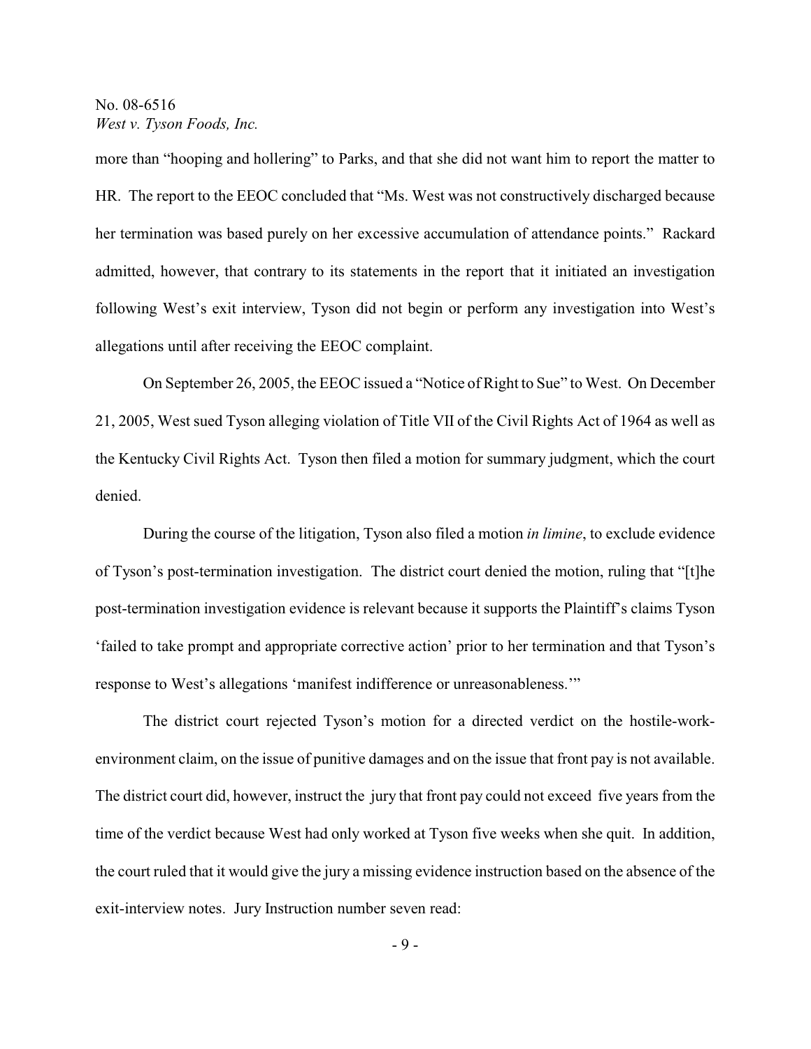more than "hooping and hollering" to Parks, and that she did not want him to report the matter to HR. The report to the EEOC concluded that "Ms. West was not constructively discharged because her termination was based purely on her excessive accumulation of attendance points." Rackard admitted, however, that contrary to its statements in the report that it initiated an investigation following West's exit interview, Tyson did not begin or perform any investigation into West's allegations until after receiving the EEOC complaint.

On September 26, 2005, the EEOC issued a "Notice of Right to Sue" to West. On December 21, 2005, West sued Tyson alleging violation of Title VII of the Civil Rights Act of 1964 as well as the Kentucky Civil Rights Act. Tyson then filed a motion for summary judgment, which the court denied.

During the course of the litigation, Tyson also filed a motion *in limine*, to exclude evidence of Tyson's post-termination investigation. The district court denied the motion, ruling that "[t]he post-termination investigation evidence is relevant because it supports the Plaintiff's claims Tyson 'failed to take prompt and appropriate corrective action' prior to her termination and that Tyson's response to West's allegations 'manifest indifference or unreasonableness.'"

The district court rejected Tyson's motion for a directed verdict on the hostile-work-environment claim, on the issue of punitive damages and on the issue that front pay is not available. The district court did, however, instruct the jury that front pay could not exceed five years from the time of the verdict because West had only worked at Tyson five weeks when she quit. In addition, the court ruled that it would give the jury a missing evidence instruction based on the absence of the exit-interview notes. Jury Instruction number seven read: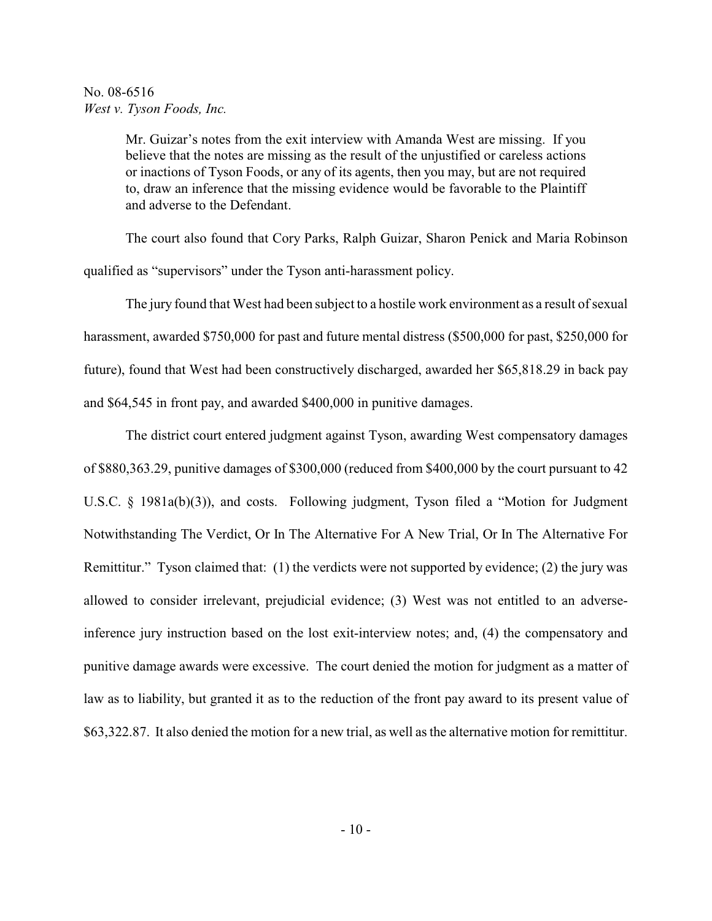> Mr. Guizar's notes from the exit interview with Amanda West are missing. If you believe that the notes are missing as the result of the unjustified or careless actions or inactions of Tyson Foods, or any of its agents, then you may, but are not required to, draw an inference that the missing evidence would be favorable to the Plaintiff and adverse to the Defendant.

The court also found that Cory Parks, Ralph Guizar, Sharon Penick and Maria Robinson qualified as "supervisors" under the Tyson anti-harassment policy.

The jury found that West had been subject to a hostile work environment as a result of sexual harassment, awarded $750,000 for past and future mental distress ($500,000 for past, $250,000 for future), found that West had been constructively discharged, awarded her $65,818.29 in back pay and $64,545 in front pay, and awarded $400,000 in punitive damages.

The district court entered judgment against Tyson, awarding West compensatory damages of $880,363.29, punitive damages of $300,000 (reduced from $400,000 by the court pursuant to 42 U.S.C. § 1981a(b)(3)), and costs. Following judgment, Tyson filed a "Motion for Judgment Notwithstanding The Verdict, Or In The Alternative For A New Trial, Or In The Alternative For Remittitur." Tyson claimed that: (1) the verdicts were not supported by evidence; (2) the jury was allowed to consider irrelevant, prejudicial evidence; (3) West was not entitled to an adverse-inference jury instruction based on the lost exit-interview notes; and, (4) the compensatory and punitive damage awards were excessive. The court denied the motion for judgment as a matter of law as to liability, but granted it as to the reduction of the front pay award to its present value of $63,322.87. It also denied the motion for a new trial, as well as the alternative motion for remittitur.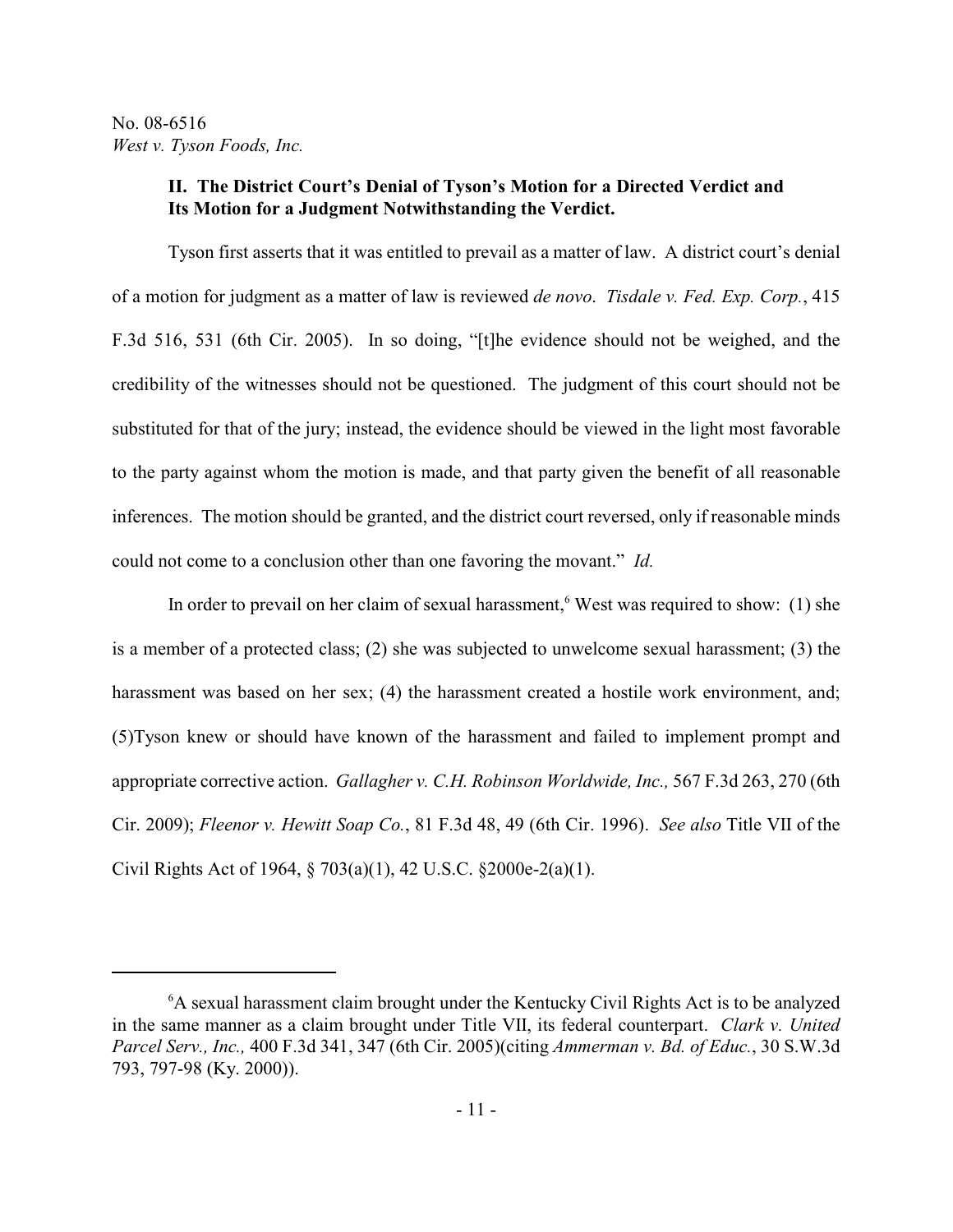### II. The District Court's Denial of Tyson's Motion for a Directed Verdict and Its Motion for a Judgment Notwithstanding the Verdict.

Tyson first asserts that it was entitled to prevail as a matter of law. A district court's denial of a motion for judgment as a matter of law is reviewed *de novo*. *Tisdale v. Fed. Exp. Corp.*, 415 F.3d 516, 531 (6th Cir. 2005). In so doing, "[t]he evidence should not be weighed, and the credibility of the witnesses should not be questioned. The judgment of this court should not be substituted for that of the jury; instead, the evidence should be viewed in the light most favorable to the party against whom the motion is made, and that party given the benefit of all reasonable inferences. The motion should be granted, and the district court reversed, only if reasonable minds could not come to a conclusion other than one favoring the movant." *Id.*

In order to prevail on her claim of sexual harassment,[6] West was required to show: (1) she is a member of a protected class; (2) she was subjected to unwelcome sexual harassment; (3) the harassment was based on her sex; (4) the harassment created a hostile work environment, and; (5)Tyson knew or should have known of the harassment and failed to implement prompt and appropriate corrective action. *Gallagher v. C.H. Robinson Worldwide, Inc.,* 567 F.3d 263, 270 (6th Cir. 2009); *Fleenor v. Hewitt Soap Co.*, 81 F.3d 48, 49 (6th Cir. 1996). *See also* Title VII of the Civil Rights Act of 1964, § 703(a)(1), 42 U.S.C. §2000e-2(a)(1).

---

[6]A sexual harassment claim brought under the Kentucky Civil Rights Act is to be analyzed in the same manner as a claim brought under Title VII, its federal counterpart. *Clark v. United Parcel Serv., Inc.,* 400 F.3d 341, 347 (6th Cir. 2005)(citing *Ammerman v. Bd. of Educ.*, 30 S.W.3d 793, 797-98 (Ky. 2000)).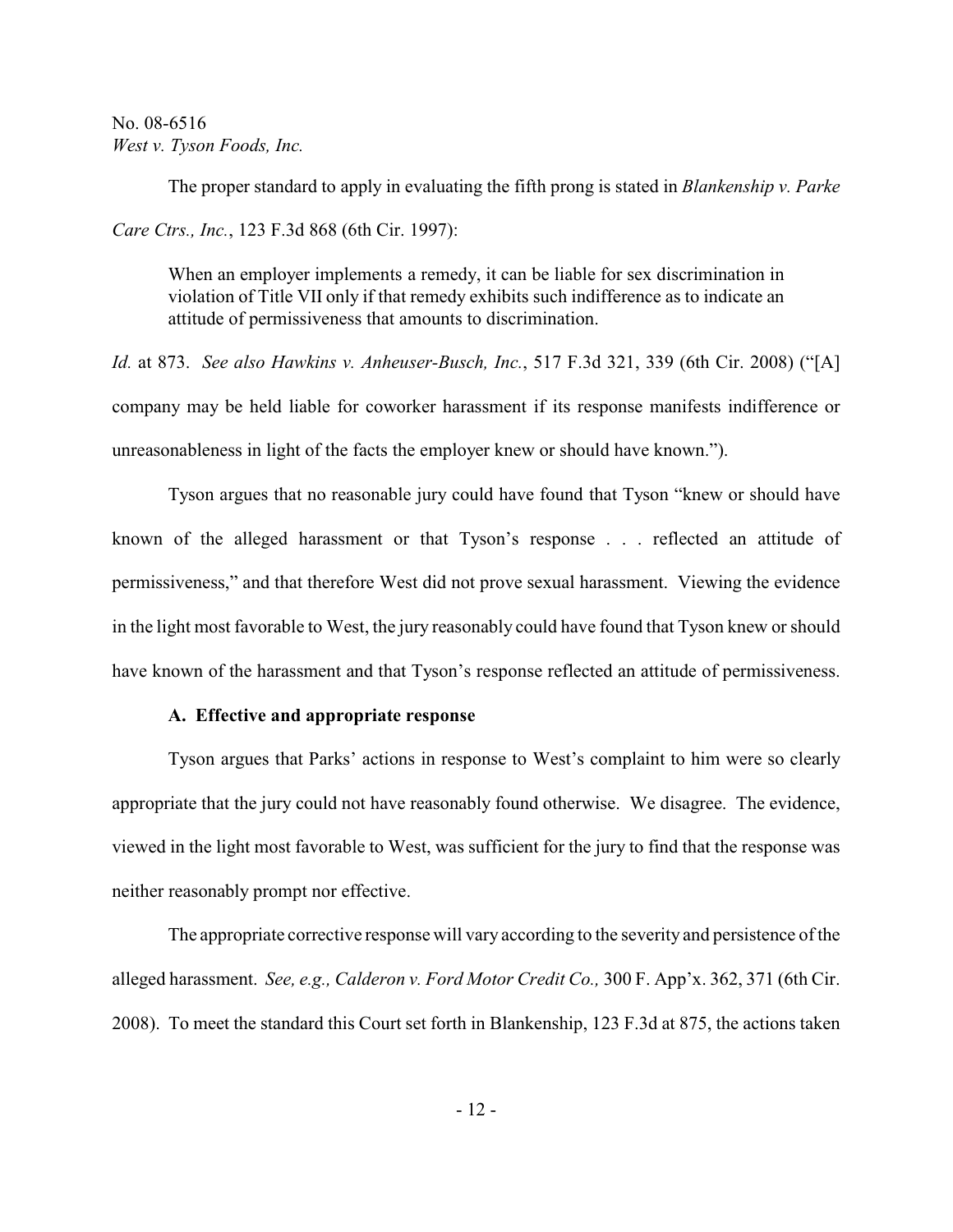The proper standard to apply in evaluating the fifth prong is stated in *Blankenship v. Parke Care Ctrs., Inc.*, 123 F.3d 868 (6th Cir. 1997):

> When an employer implements a remedy, it can be liable for sex discrimination in violation of Title VII only if that remedy exhibits such indifference as to indicate an attitude of permissiveness that amounts to discrimination.

*Id.* at 873. *See also Hawkins v. Anheuser-Busch, Inc.*, 517 F.3d 321, 339 (6th Cir. 2008) ("[A] company may be held liable for coworker harassment if its response manifests indifference or unreasonableness in light of the facts the employer knew or should have known.").

Tyson argues that no reasonable jury could have found that Tyson "knew or should have known of the alleged harassment or that Tyson's response . . . reflected an attitude of permissiveness," and that therefore West did not prove sexual harassment. Viewing the evidence in the light most favorable to West, the jury reasonably could have found that Tyson knew or should have known of the harassment and that Tyson's response reflected an attitude of permissiveness.

**A. Effective and appropriate response**

Tyson argues that Parks' actions in response to West's complaint to him were so clearly appropriate that the jury could not have reasonably found otherwise. We disagree. The evidence, viewed in the light most favorable to West, was sufficient for the jury to find that the response was neither reasonably prompt nor effective.

The appropriate corrective response will vary according to the severity and persistence of the alleged harassment. *See, e.g., Calderon v. Ford Motor Credit Co.,* 300 F. App'x. 362, 371 (6th Cir. 2008). To meet the standard this Court set forth in Blankenship, 123 F.3d at 875, the actions taken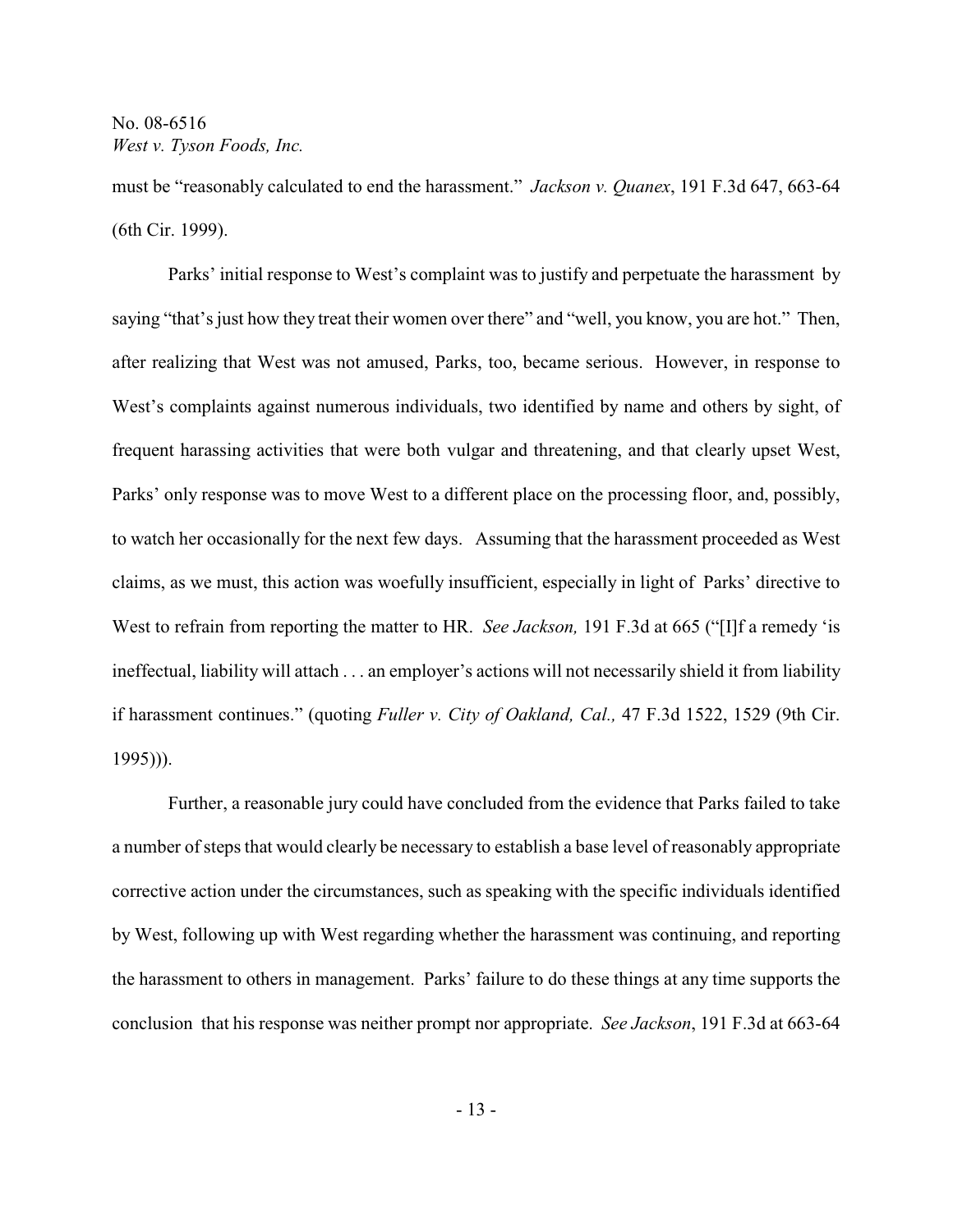must be "reasonably calculated to end the harassment." *Jackson v. Quanex*, 191 F.3d 647, 663-64 (6th Cir. 1999).

Parks' initial response to West's complaint was to justify and perpetuate the harassment by saying "that's just how they treat their women over there" and "well, you know, you are hot." Then, after realizing that West was not amused, Parks, too, became serious. However, in response to West's complaints against numerous individuals, two identified by name and others by sight, of frequent harassing activities that were both vulgar and threatening, and that clearly upset West, Parks' only response was to move West to a different place on the processing floor, and, possibly, to watch her occasionally for the next few days. Assuming that the harassment proceeded as West claims, as we must, this action was woefully insufficient, especially in light of Parks' directive to West to refrain from reporting the matter to HR. *See Jackson,* 191 F.3d at 665 ("[I]f a remedy 'is ineffectual, liability will attach . . . an employer's actions will not necessarily shield it from liability if harassment continues." (quoting *Fuller v. City of Oakland, Cal.,* 47 F.3d 1522, 1529 (9th Cir. 1995))).

Further, a reasonable jury could have concluded from the evidence that Parks failed to take a number of steps that would clearly be necessary to establish a base level of reasonably appropriate corrective action under the circumstances, such as speaking with the specific individuals identified by West, following up with West regarding whether the harassment was continuing, and reporting the harassment to others in management. Parks' failure to do these things at any time supports the conclusion that his response was neither prompt nor appropriate. *See Jackson*, 191 F.3d at 663-64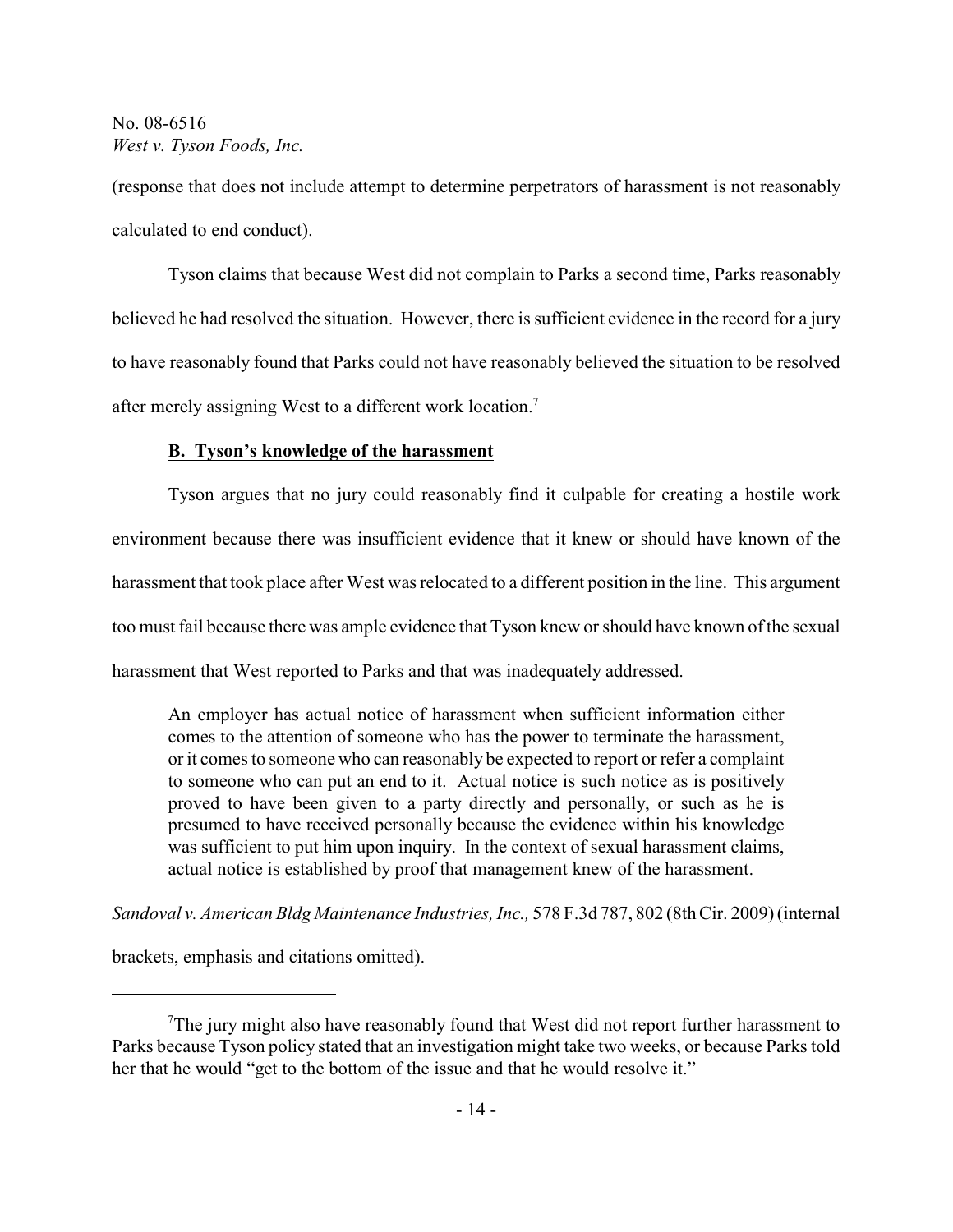(response that does not include attempt to determine perpetrators of harassment is not reasonably calculated to end conduct).

Tyson claims that because West did not complain to Parks a second time, Parks reasonably believed he had resolved the situation. However, there is sufficient evidence in the record for a jury to have reasonably found that Parks could not have reasonably believed the situation to be resolved after merely assigning West to a different work location.[7]

**B. Tyson's knowledge of the harassment**

Tyson argues that no jury could reasonably find it culpable for creating a hostile work environment because there was insufficient evidence that it knew or should have known of the harassment that took place after West was relocated to a different position in the line. This argument too must fail because there was ample evidence that Tyson knew or should have known of the sexual harassment that West reported to Parks and that was inadequately addressed.

> An employer has actual notice of harassment when sufficient information either comes to the attention of someone who has the power to terminate the harassment, or it comes to someone who can reasonably be expected to report or refer a complaint to someone who can put an end to it. Actual notice is such notice as is positively proved to have been given to a party directly and personally, or such as he is presumed to have received personally because the evidence within his knowledge was sufficient to put him upon inquiry. In the context of sexual harassment claims, actual notice is established by proof that management knew of the harassment.

*Sandoval v. American Bldg Maintenance Industries, Inc.,* 578 F.3d 787, 802 (8th Cir. 2009) (internal brackets, emphasis and citations omitted).

---

[7] The jury might also have reasonably found that West did not report further harassment to Parks because Tyson policy stated that an investigation might take two weeks, or because Parks told her that he would "get to the bottom of the issue and that he would resolve it."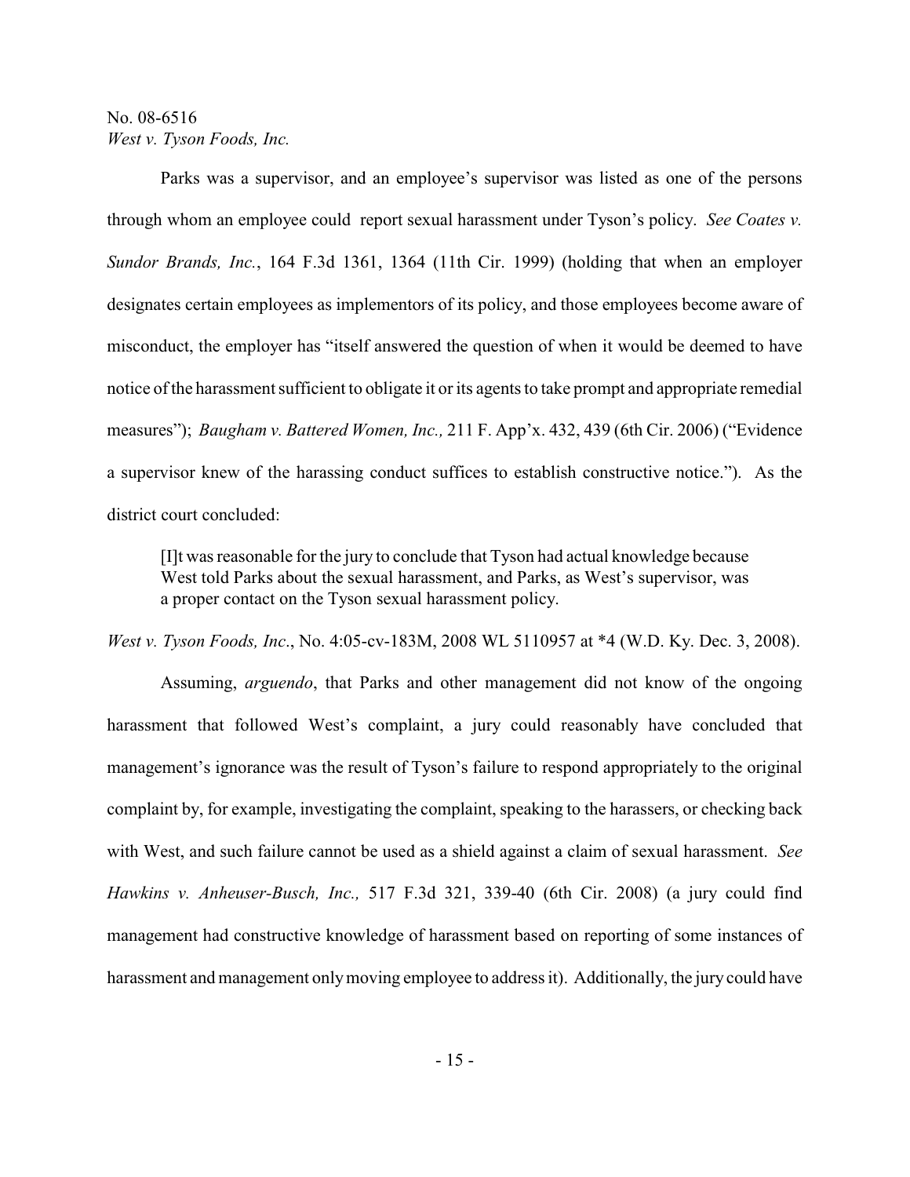Parks was a supervisor, and an employee's supervisor was listed as one of the persons through whom an employee could report sexual harassment under Tyson's policy. *See Coates v. Sundor Brands, Inc.*, 164 F.3d 1361, 1364 (11th Cir. 1999) (holding that when an employer designates certain employees as implementors of its policy, and those employees become aware of misconduct, the employer has "itself answered the question of when it would be deemed to have notice of the harassment sufficient to obligate it or its agents to take prompt and appropriate remedial measures"); *Baugham v. Battered Women, Inc.,* 211 F. App'x. 432, 439 (6th Cir. 2006) ("Evidence a supervisor knew of the harassing conduct suffices to establish constructive notice."). As the district court concluded:

> [I]t was reasonable for the jury to conclude that Tyson had actual knowledge because West told Parks about the sexual harassment, and Parks, as West's supervisor, was a proper contact on the Tyson sexual harassment policy.

*West v. Tyson Foods, Inc*., No. 4:05-cv-183M, 2008 WL 5110957 at *4 (W.D. Ky. Dec. 3, 2008).

Assuming, *arguendo*, that Parks and other management did not know of the ongoing harassment that followed West's complaint, a jury could reasonably have concluded that management's ignorance was the result of Tyson's failure to respond appropriately to the original complaint by, for example, investigating the complaint, speaking to the harassers, or checking back with West, and such failure cannot be used as a shield against a claim of sexual harassment. *See Hawkins v. Anheuser-Busch, Inc.,* 517 F.3d 321, 339-40 (6th Cir. 2008) (a jury could find management had constructive knowledge of harassment based on reporting of some instances of harassment and management only moving employee to address it). Additionally, the jury could have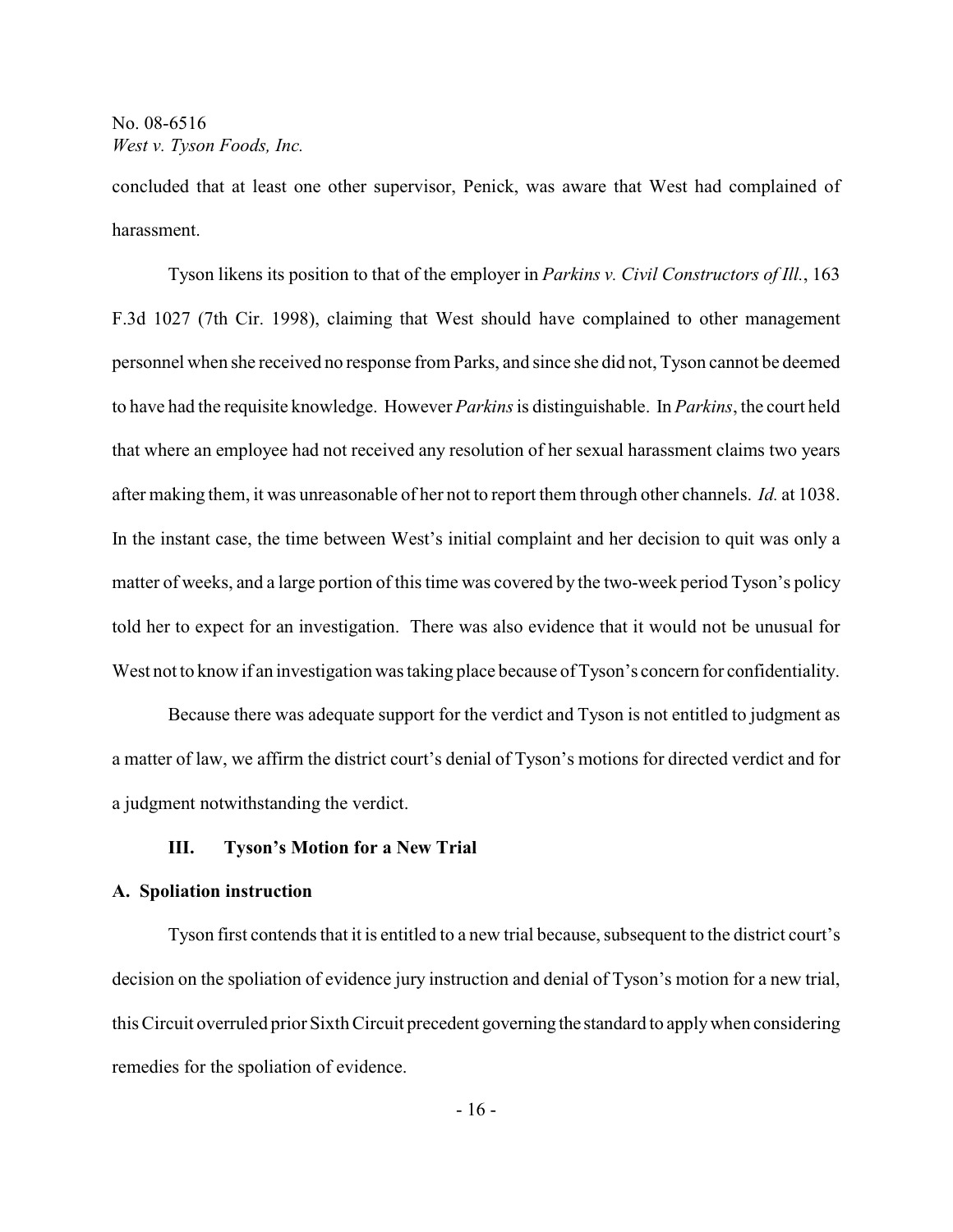concluded that at least one other supervisor, Penick, was aware that West had complained of harassment.

Tyson likens its position to that of the employer in *Parkins v. Civil Constructors of Ill.*, 163 F.3d 1027 (7th Cir. 1998), claiming that West should have complained to other management personnel when she received no response from Parks, and since she did not, Tyson cannot be deemed to have had the requisite knowledge. However *Parkins* is distinguishable. In *Parkins*, the court held that where an employee had not received any resolution of her sexual harassment claims two years after making them, it was unreasonable of her not to report them through other channels. *Id.* at 1038. In the instant case, the time between West's initial complaint and her decision to quit was only a matter of weeks, and a large portion of this time was covered by the two-week period Tyson's policy told her to expect for an investigation. There was also evidence that it would not be unusual for West not to know if an investigation was taking place because of Tyson's concern for confidentiality.

Because there was adequate support for the verdict and Tyson is not entitled to judgment as a matter of law, we affirm the district court's denial of Tyson's motions for directed verdict and for a judgment notwithstanding the verdict.

## III. Tyson's Motion for a New Trial

### A. Spoliation instruction

Tyson first contends that it is entitled to a new trial because, subsequent to the district court's decision on the spoliation of evidence jury instruction and denial of Tyson's motion for a new trial, this Circuit overruled prior Sixth Circuit precedent governing the standard to apply when considering remedies for the spoliation of evidence.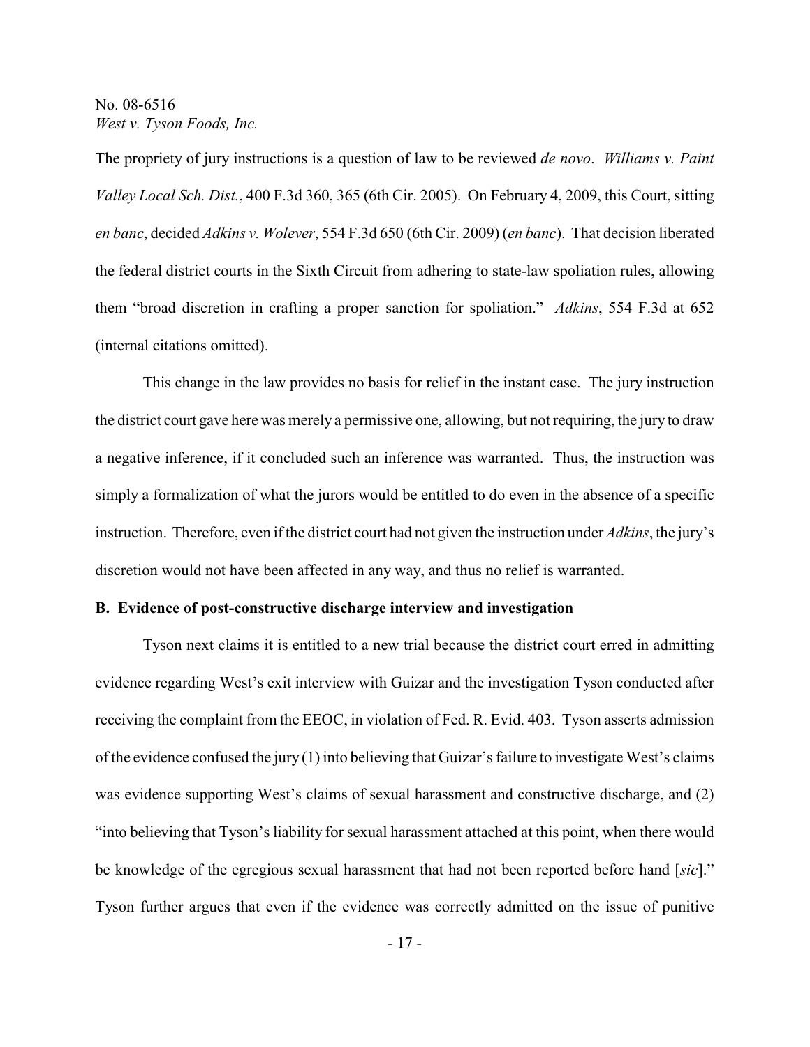The propriety of jury instructions is a question of law to be reviewed *de novo*. *Williams v. Paint Valley Local Sch. Dist.*, 400 F.3d 360, 365 (6th Cir. 2005). On February 4, 2009, this Court, sitting *en banc*, decided *Adkins v. Wolever*, 554 F.3d 650 (6th Cir. 2009) (*en banc*). That decision liberated the federal district courts in the Sixth Circuit from adhering to state-law spoliation rules, allowing them "broad discretion in crafting a proper sanction for spoliation." *Adkins*, 554 F.3d at 652 (internal citations omitted).

This change in the law provides no basis for relief in the instant case. The jury instruction the district court gave here was merely a permissive one, allowing, but not requiring, the jury to draw a negative inference, if it concluded such an inference was warranted. Thus, the instruction was simply a formalization of what the jurors would be entitled to do even in the absence of a specific instruction. Therefore, even if the district court had not given the instruction under *Adkins*, the jury's discretion would not have been affected in any way, and thus no relief is warranted.

**B. Evidence of post-constructive discharge interview and investigation**

Tyson next claims it is entitled to a new trial because the district court erred in admitting evidence regarding West's exit interview with Guizar and the investigation Tyson conducted after receiving the complaint from the EEOC, in violation of Fed. R. Evid. 403. Tyson asserts admission of the evidence confused the jury (1) into believing that Guizar's failure to investigate West's claims was evidence supporting West's claims of sexual harassment and constructive discharge, and (2) "into believing that Tyson's liability for sexual harassment attached at this point, when there would be knowledge of the egregious sexual harassment that had not been reported before hand [*sic*]." Tyson further argues that even if the evidence was correctly admitted on the issue of punitive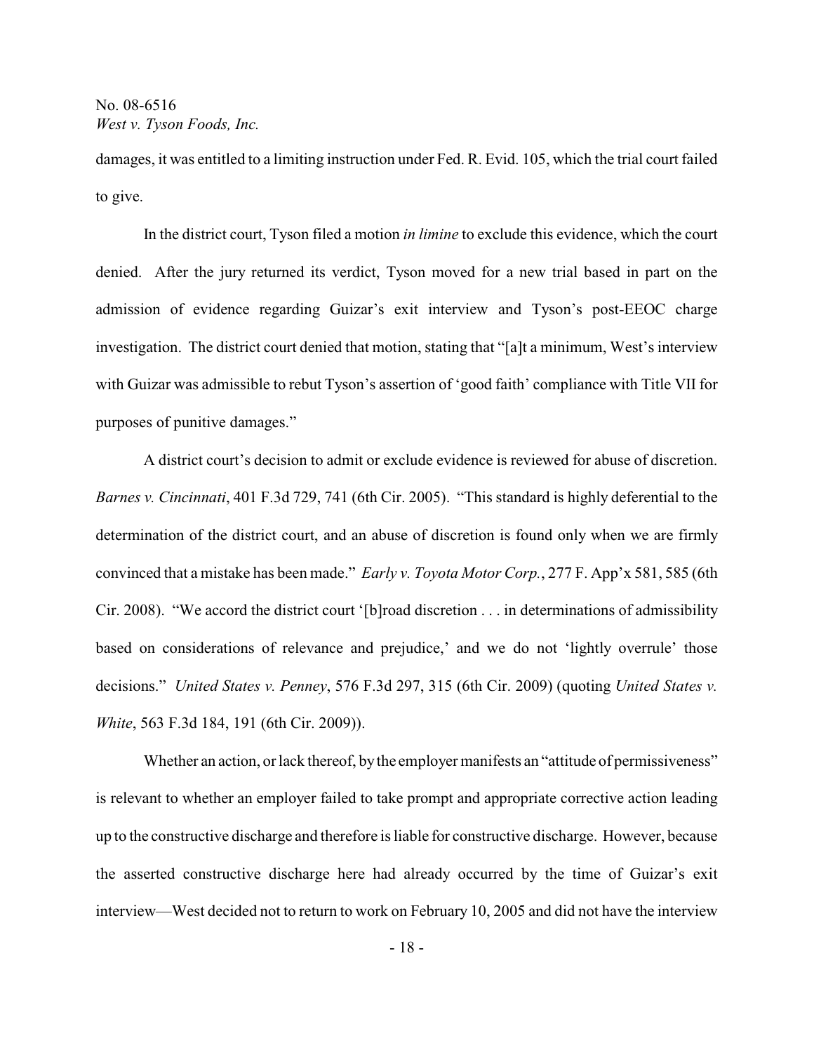damages, it was entitled to a limiting instruction under Fed. R. Evid. 105, which the trial court failed to give.

In the district court, Tyson filed a motion *in limine* to exclude this evidence, which the court denied. After the jury returned its verdict, Tyson moved for a new trial based in part on the admission of evidence regarding Guizar's exit interview and Tyson's post-EEOC charge investigation. The district court denied that motion, stating that "[a]t a minimum, West's interview with Guizar was admissible to rebut Tyson's assertion of 'good faith' compliance with Title VII for purposes of punitive damages."

A district court's decision to admit or exclude evidence is reviewed for abuse of discretion. *Barnes v. Cincinnati*, 401 F.3d 729, 741 (6th Cir. 2005). "This standard is highly deferential to the determination of the district court, and an abuse of discretion is found only when we are firmly convinced that a mistake has been made." *Early v. Toyota Motor Corp.*, 277 F. App'x 581, 585 (6th Cir. 2008). "We accord the district court '[b]road discretion . . . in determinations of admissibility based on considerations of relevance and prejudice,' and we do not 'lightly overrule' those decisions." *United States v. Penney*, 576 F.3d 297, 315 (6th Cir. 2009) (quoting *United States v. White*, 563 F.3d 184, 191 (6th Cir. 2009)).

Whether an action, or lack thereof, by the employer manifests an "attitude of permissiveness" is relevant to whether an employer failed to take prompt and appropriate corrective action leading up to the constructive discharge and therefore is liable for constructive discharge. However, because the asserted constructive discharge here had already occurred by the time of Guizar's exit interview—West decided not to return to work on February 10, 2005 and did not have the interview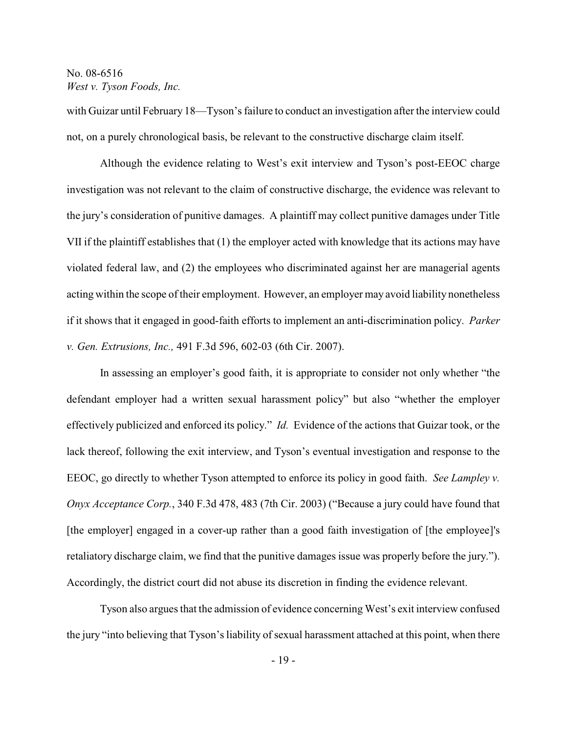with Guizar until February 18—Tyson's failure to conduct an investigation after the interview could not, on a purely chronological basis, be relevant to the constructive discharge claim itself.

Although the evidence relating to West's exit interview and Tyson's post-EEOC charge investigation was not relevant to the claim of constructive discharge, the evidence was relevant to the jury's consideration of punitive damages. A plaintiff may collect punitive damages under Title VII if the plaintiff establishes that (1) the employer acted with knowledge that its actions may have violated federal law, and (2) the employees who discriminated against her are managerial agents acting within the scope of their employment. However, an employer may avoid liability nonetheless if it shows that it engaged in good-faith efforts to implement an anti-discrimination policy. *Parker v. Gen. Extrusions, Inc.,* 491 F.3d 596, 602-03 (6th Cir. 2007).

In assessing an employer's good faith, it is appropriate to consider not only whether "the defendant employer had a written sexual harassment policy" but also "whether the employer effectively publicized and enforced its policy." *Id.* Evidence of the actions that Guizar took, or the lack thereof, following the exit interview, and Tyson's eventual investigation and response to the EEOC, go directly to whether Tyson attempted to enforce its policy in good faith. *See Lampley v. Onyx Acceptance Corp.*, 340 F.3d 478, 483 (7th Cir. 2003) ("Because a jury could have found that [the employer] engaged in a cover-up rather than a good faith investigation of [the employee]'s retaliatory discharge claim, we find that the punitive damages issue was properly before the jury."). Accordingly, the district court did not abuse its discretion in finding the evidence relevant.

Tyson also argues that the admission of evidence concerning West's exit interview confused the jury "into believing that Tyson's liability of sexual harassment attached at this point, when there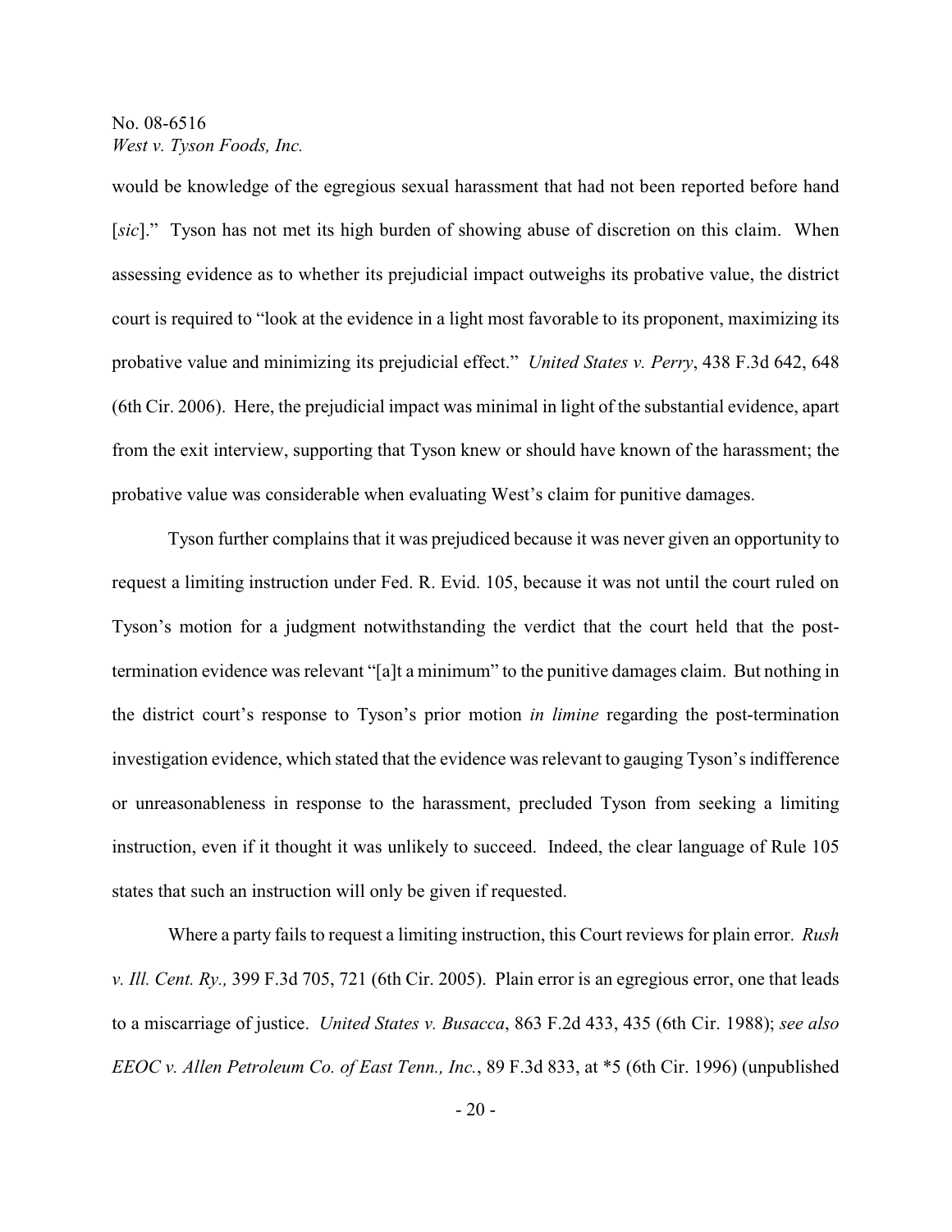would be knowledge of the egregious sexual harassment that had not been reported before hand [*sic*]." Tyson has not met its high burden of showing abuse of discretion on this claim. When assessing evidence as to whether its prejudicial impact outweighs its probative value, the district court is required to "look at the evidence in a light most favorable to its proponent, maximizing its probative value and minimizing its prejudicial effect." *United States v. Perry*, 438 F.3d 642, 648 (6th Cir. 2006). Here, the prejudicial impact was minimal in light of the substantial evidence, apart from the exit interview, supporting that Tyson knew or should have known of the harassment; the probative value was considerable when evaluating West's claim for punitive damages.

Tyson further complains that it was prejudiced because it was never given an opportunity to request a limiting instruction under Fed. R. Evid. 105, because it was not until the court ruled on Tyson's motion for a judgment notwithstanding the verdict that the court held that the post-termination evidence was relevant "[a]t a minimum" to the punitive damages claim. But nothing in the district court's response to Tyson's prior motion *in limine* regarding the post-termination investigation evidence, which stated that the evidence was relevant to gauging Tyson's indifference or unreasonableness in response to the harassment, precluded Tyson from seeking a limiting instruction, even if it thought it was unlikely to succeed. Indeed, the clear language of Rule 105 states that such an instruction will only be given if requested.

Where a party fails to request a limiting instruction, this Court reviews for plain error. *Rush v. Ill. Cent. Ry.,* 399 F.3d 705, 721 (6th Cir. 2005). Plain error is an egregious error, one that leads to a miscarriage of justice. *United States v. Busacca*, 863 F.2d 433, 435 (6th Cir. 1988); *see also EEOC v. Allen Petroleum Co. of East Tenn., Inc.*, 89 F.3d 833, at *5 (6th Cir. 1996) (unpublished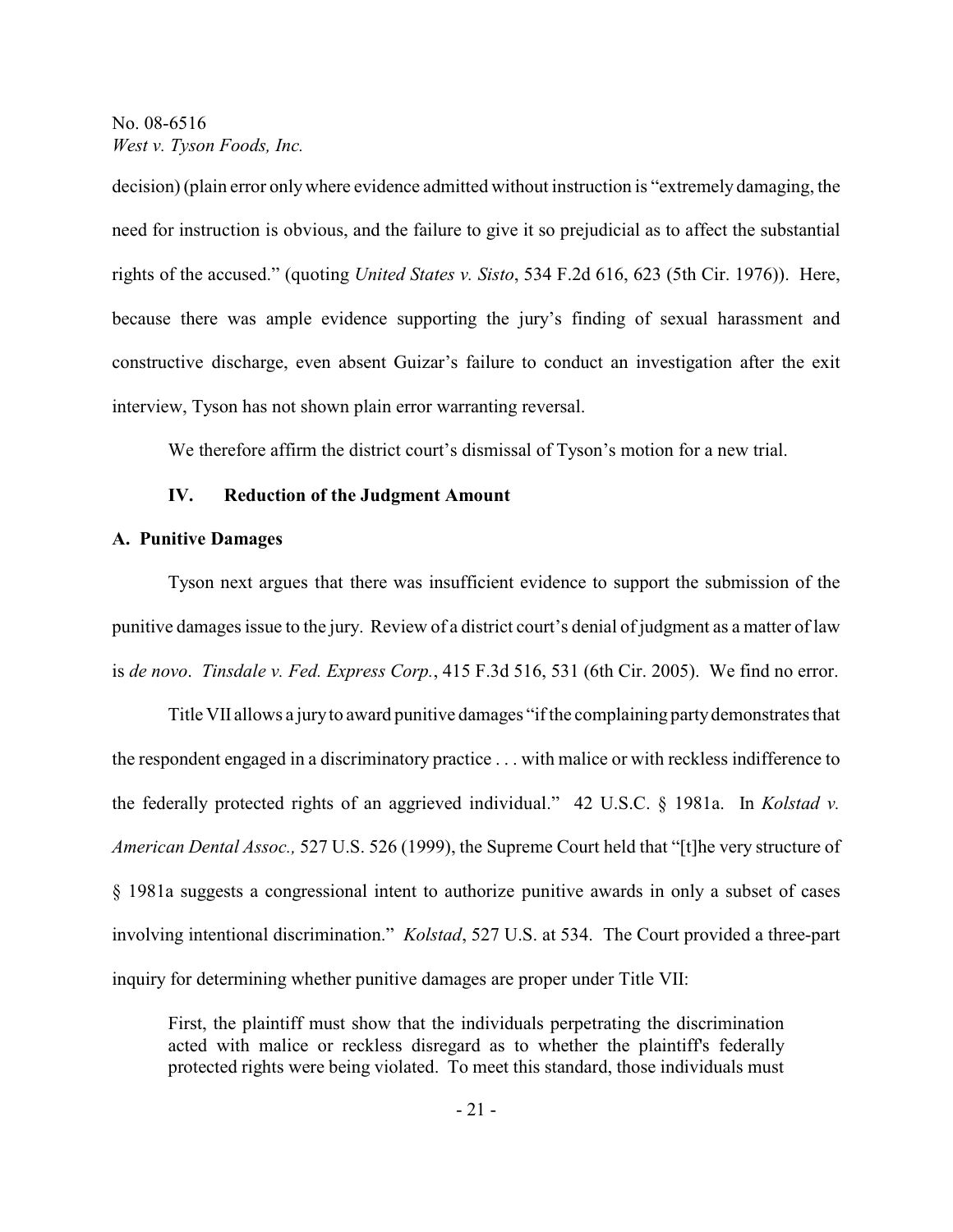decision) (plain error only where evidence admitted without instruction is "extremely damaging, the need for instruction is obvious, and the failure to give it so prejudicial as to affect the substantial rights of the accused." (quoting *United States v. Sisto*, 534 F.2d 616, 623 (5th Cir. 1976)). Here, because there was ample evidence supporting the jury's finding of sexual harassment and constructive discharge, even absent Guizar's failure to conduct an investigation after the exit interview, Tyson has not shown plain error warranting reversal.

We therefore affirm the district court's dismissal of Tyson's motion for a new trial.

## IV. Reduction of the Judgment Amount

### A. Punitive Damages

Tyson next argues that there was insufficient evidence to support the submission of the punitive damages issue to the jury. Review of a district court's denial of judgment as a matter of law is *de novo*. *Tinsdale v. Fed. Express Corp.*, 415 F.3d 516, 531 (6th Cir. 2005). We find no error.

Title VII allows a jury to award punitive damages "if the complaining party demonstrates that the respondent engaged in a discriminatory practice . . . with malice or with reckless indifference to the federally protected rights of an aggrieved individual." 42 U.S.C. § 1981a. In *Kolstad v. American Dental Assoc.,* 527 U.S. 526 (1999), the Supreme Court held that "[t]he very structure of § 1981a suggests a congressional intent to authorize punitive awards in only a subset of cases involving intentional discrimination." *Kolstad*, 527 U.S. at 534. The Court provided a three-part inquiry for determining whether punitive damages are proper under Title VII:

> First, the plaintiff must show that the individuals perpetrating the discrimination acted with malice or reckless disregard as to whether the plaintiff's federally protected rights were being violated. To meet this standard, those individuals must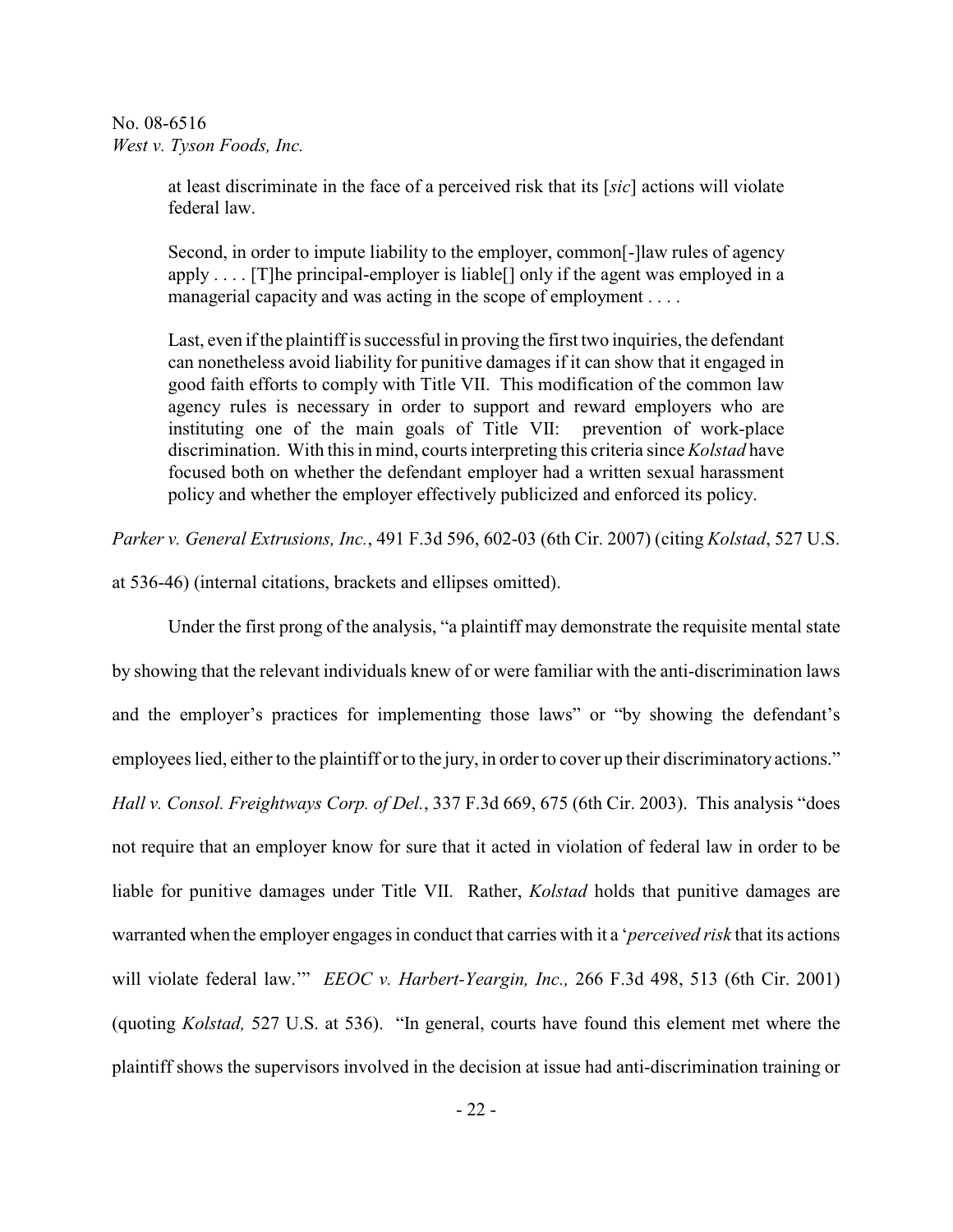> at least discriminate in the face of a perceived risk that its [*sic*] actions will violate federal law.
>
> Second, in order to impute liability to the employer, common[-]law rules of agency apply . . . . [T]he principal-employer is liable[] only if the agent was employed in a managerial capacity and was acting in the scope of employment . . . .
>
> Last, even if the plaintiff is successful in proving the first two inquiries, the defendant can nonetheless avoid liability for punitive damages if it can show that it engaged in good faith efforts to comply with Title VII. This modification of the common law agency rules is necessary in order to support and reward employers who are instituting one of the main goals of Title VII: prevention of work-place discrimination. With this in mind, courts interpreting this criteria since *Kolstad* have focused both on whether the defendant employer had a written sexual harassment policy and whether the employer effectively publicized and enforced its policy.

*Parker v. General Extrusions, Inc.*, 491 F.3d 596, 602-03 (6th Cir. 2007) (citing *Kolstad*, 527 U.S. at 536-46) (internal citations, brackets and ellipses omitted).

Under the first prong of the analysis, "a plaintiff may demonstrate the requisite mental state by showing that the relevant individuals knew of or were familiar with the anti-discrimination laws and the employer's practices for implementing those laws" or "by showing the defendant's employees lied, either to the plaintiff or to the jury, in order to cover up their discriminatory actions." *Hall v. Consol. Freightways Corp. of Del.*, 337 F.3d 669, 675 (6th Cir. 2003). This analysis "does not require that an employer know for sure that it acted in violation of federal law in order to be liable for punitive damages under Title VII. Rather, *Kolstad* holds that punitive damages are warranted when the employer engages in conduct that carries with it a '*perceived risk* that its actions will violate federal law.'" *EEOC v. Harbert-Yeargin, Inc.,* 266 F.3d 498, 513 (6th Cir. 2001) (quoting *Kolstad,* 527 U.S. at 536). "In general, courts have found this element met where the plaintiff shows the supervisors involved in the decision at issue had anti-discrimination training or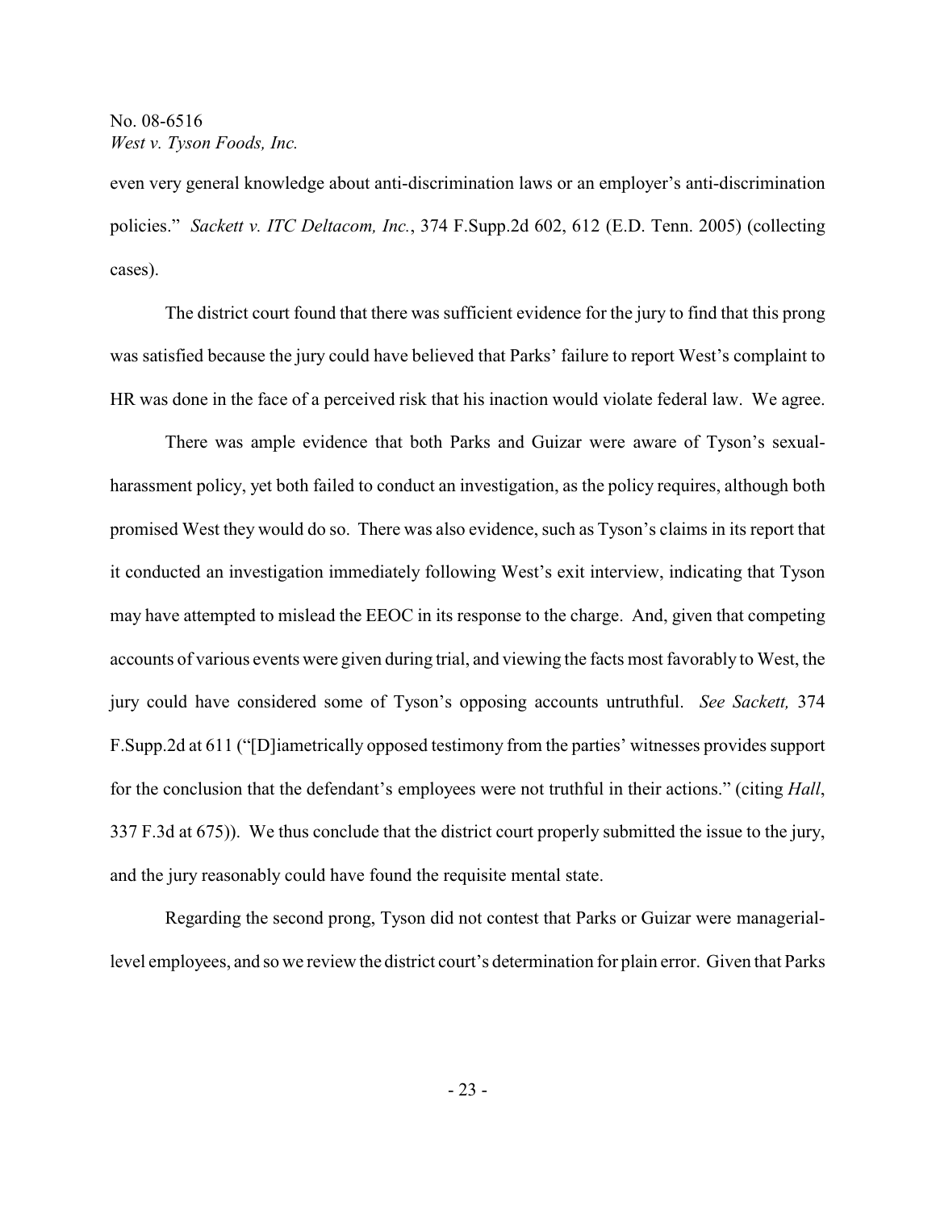even very general knowledge about anti-discrimination laws or an employer's anti-discrimination policies." *Sackett v. ITC Deltacom, Inc.*, 374 F.Supp.2d 602, 612 (E.D. Tenn. 2005) (collecting cases).

The district court found that there was sufficient evidence for the jury to find that this prong was satisfied because the jury could have believed that Parks' failure to report West's complaint to HR was done in the face of a perceived risk that his inaction would violate federal law. We agree.

There was ample evidence that both Parks and Guizar were aware of Tyson's sexual-harassment policy, yet both failed to conduct an investigation, as the policy requires, although both promised West they would do so. There was also evidence, such as Tyson's claims in its report that it conducted an investigation immediately following West's exit interview, indicating that Tyson may have attempted to mislead the EEOC in its response to the charge. And, given that competing accounts of various events were given during trial, and viewing the facts most favorably to West, the jury could have considered some of Tyson's opposing accounts untruthful. *See Sackett,* 374 F.Supp.2d at 611 ("[D]iametrically opposed testimony from the parties' witnesses provides support for the conclusion that the defendant's employees were not truthful in their actions." (citing *Hall*, 337 F.3d at 675)). We thus conclude that the district court properly submitted the issue to the jury, and the jury reasonably could have found the requisite mental state.

Regarding the second prong, Tyson did not contest that Parks or Guizar were managerial-level employees, and so we review the district court's determination for plain error. Given that Parks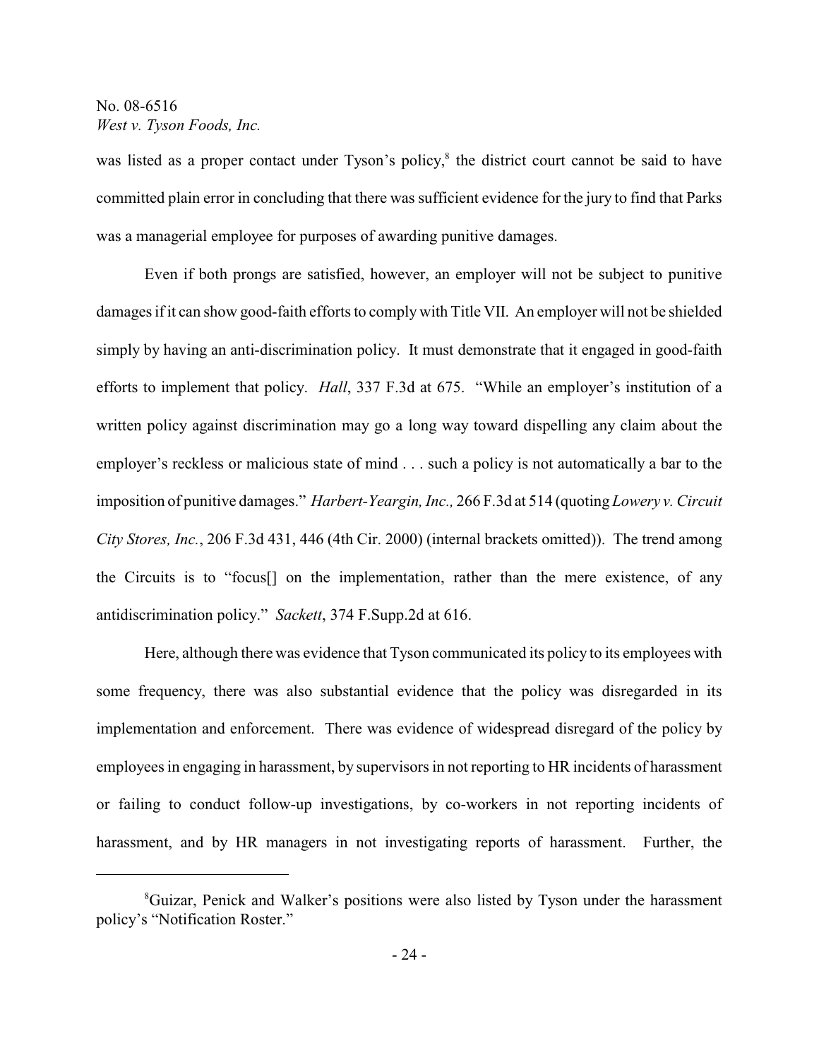was listed as a proper contact under Tyson's policy,[8] the district court cannot be said to have committed plain error in concluding that there was sufficient evidence for the jury to find that Parks was a managerial employee for purposes of awarding punitive damages.

Even if both prongs are satisfied, however, an employer will not be subject to punitive damages if it can show good-faith efforts to comply with Title VII. An employer will not be shielded simply by having an anti-discrimination policy. It must demonstrate that it engaged in good-faith efforts to implement that policy. *Hall*, 337 F.3d at 675. "While an employer's institution of a written policy against discrimination may go a long way toward dispelling any claim about the employer's reckless or malicious state of mind . . . such a policy is not automatically a bar to the imposition of punitive damages." *Harbert-Yeargin, Inc.,* 266 F.3d at 514 (quoting *Lowery v. Circuit City Stores, Inc.*, 206 F.3d 431, 446 (4th Cir. 2000) (internal brackets omitted)). The trend among the Circuits is to "focus[] on the implementation, rather than the mere existence, of any antidiscrimination policy." *Sackett*, 374 F.Supp.2d at 616.

Here, although there was evidence that Tyson communicated its policy to its employees with some frequency, there was also substantial evidence that the policy was disregarded in its implementation and enforcement. There was evidence of widespread disregard of the policy by employees in engaging in harassment, by supervisors in not reporting to HR incidents of harassment or failing to conduct follow-up investigations, by co-workers in not reporting incidents of harassment, and by HR managers in not investigating reports of harassment. Further, the

---

[8] Guizar, Penick and Walker's positions were also listed by Tyson under the harassment policy's "Notification Roster."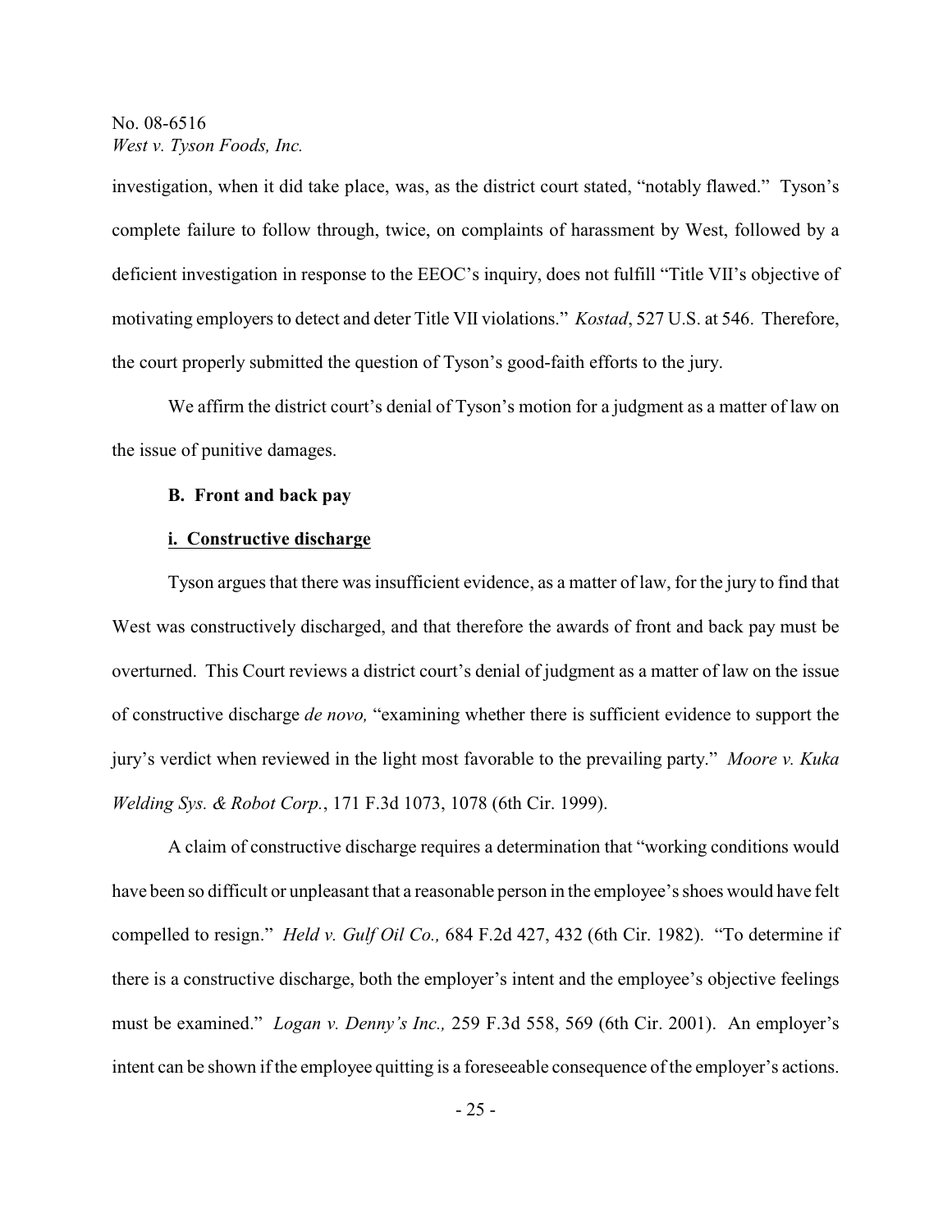investigation, when it did take place, was, as the district court stated, "notably flawed." Tyson's complete failure to follow through, twice, on complaints of harassment by West, followed by a deficient investigation in response to the EEOC's inquiry, does not fulfill "Title VII's objective of motivating employers to detect and deter Title VII violations." *Kostad*, 527 U.S. at 546. Therefore, the court properly submitted the question of Tyson's good-faith efforts to the jury.

We affirm the district court's denial of Tyson's motion for a judgment as a matter of law on the issue of punitive damages.

### B. Front and back pay

#### i. Constructive discharge

Tyson argues that there was insufficient evidence, as a matter of law, for the jury to find that West was constructively discharged, and that therefore the awards of front and back pay must be overturned. This Court reviews a district court's denial of judgment as a matter of law on the issue of constructive discharge *de novo,* "examining whether there is sufficient evidence to support the jury's verdict when reviewed in the light most favorable to the prevailing party." *Moore v. Kuka Welding Sys. & Robot Corp.*, 171 F.3d 1073, 1078 (6th Cir. 1999).

A claim of constructive discharge requires a determination that "working conditions would have been so difficult or unpleasant that a reasonable person in the employee's shoes would have felt compelled to resign." *Held v. Gulf Oil Co.,* 684 F.2d 427, 432 (6th Cir. 1982). "To determine if there is a constructive discharge, both the employer's intent and the employee's objective feelings must be examined." *Logan v. Denny's Inc.,* 259 F.3d 558, 569 (6th Cir. 2001). An employer's intent can be shown if the employee quitting is a foreseeable consequence of the employer's actions.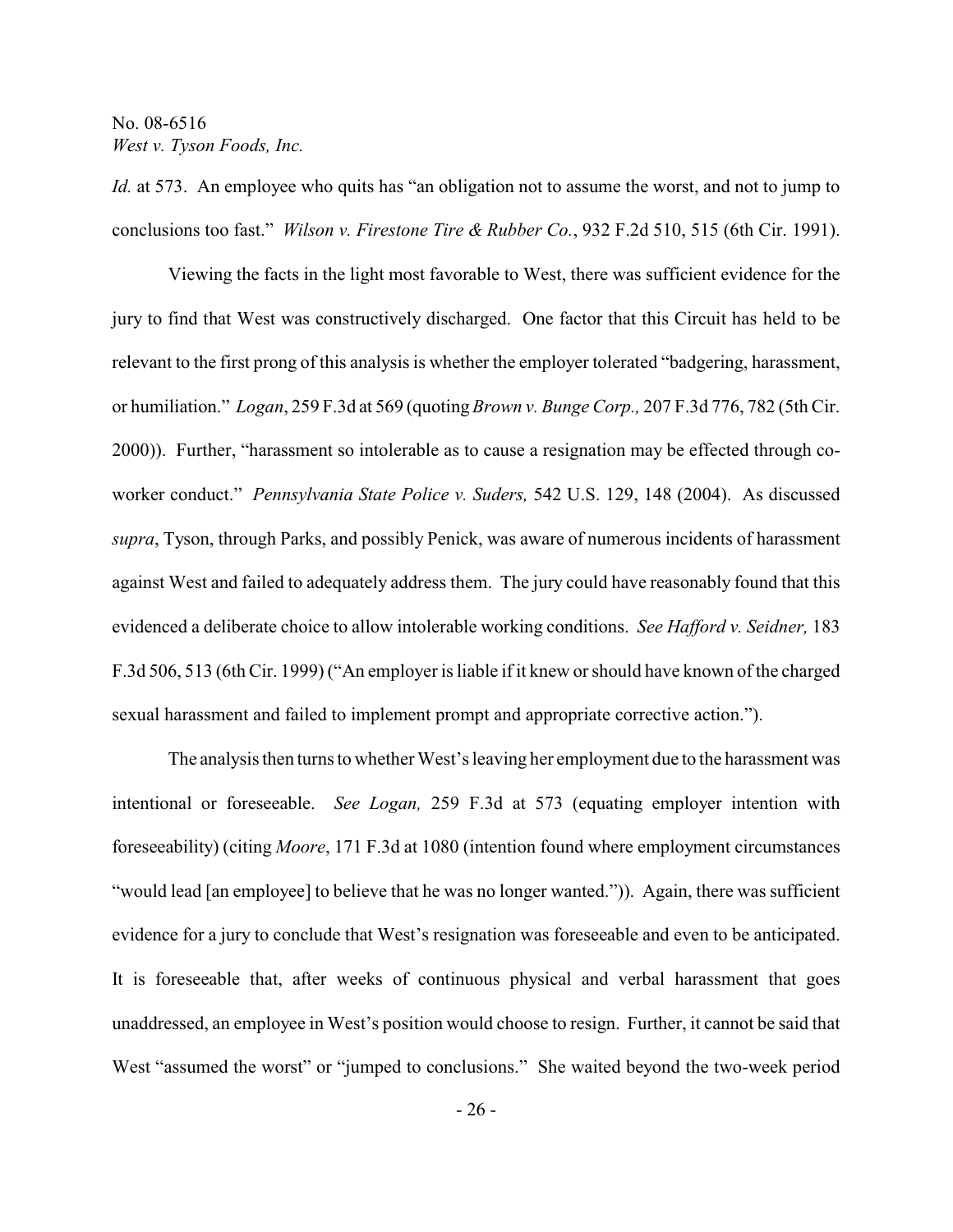*Id.* at 573. An employee who quits has "an obligation not to assume the worst, and not to jump to conclusions too fast." *Wilson v. Firestone Tire & Rubber Co.*, 932 F.2d 510, 515 (6th Cir. 1991).

Viewing the facts in the light most favorable to West, there was sufficient evidence for the jury to find that West was constructively discharged. One factor that this Circuit has held to be relevant to the first prong of this analysis is whether the employer tolerated "badgering, harassment, or humiliation." *Logan*, 259 F.3d at 569 (quoting *Brown v. Bunge Corp.,* 207 F.3d 776, 782 (5th Cir. 2000)). Further, "harassment so intolerable as to cause a resignation may be effected through co-worker conduct." *Pennsylvania State Police v. Suders,* 542 U.S. 129, 148 (2004). As discussed *supra*, Tyson, through Parks, and possibly Penick, was aware of numerous incidents of harassment against West and failed to adequately address them. The jury could have reasonably found that this evidenced a deliberate choice to allow intolerable working conditions. *See Hafford v. Seidner,* 183 F.3d 506, 513 (6th Cir. 1999) ("An employer is liable if it knew or should have known of the charged sexual harassment and failed to implement prompt and appropriate corrective action.").

The analysis then turns to whether West's leaving her employment due to the harassment was intentional or foreseeable. *See Logan,* 259 F.3d at 573 (equating employer intention with foreseeability) (citing *Moore*, 171 F.3d at 1080 (intention found where employment circumstances "would lead [an employee] to believe that he was no longer wanted.")). Again, there was sufficient evidence for a jury to conclude that West's resignation was foreseeable and even to be anticipated. It is foreseeable that, after weeks of continuous physical and verbal harassment that goes unaddressed, an employee in West's position would choose to resign. Further, it cannot be said that West "assumed the worst" or "jumped to conclusions." She waited beyond the two-week period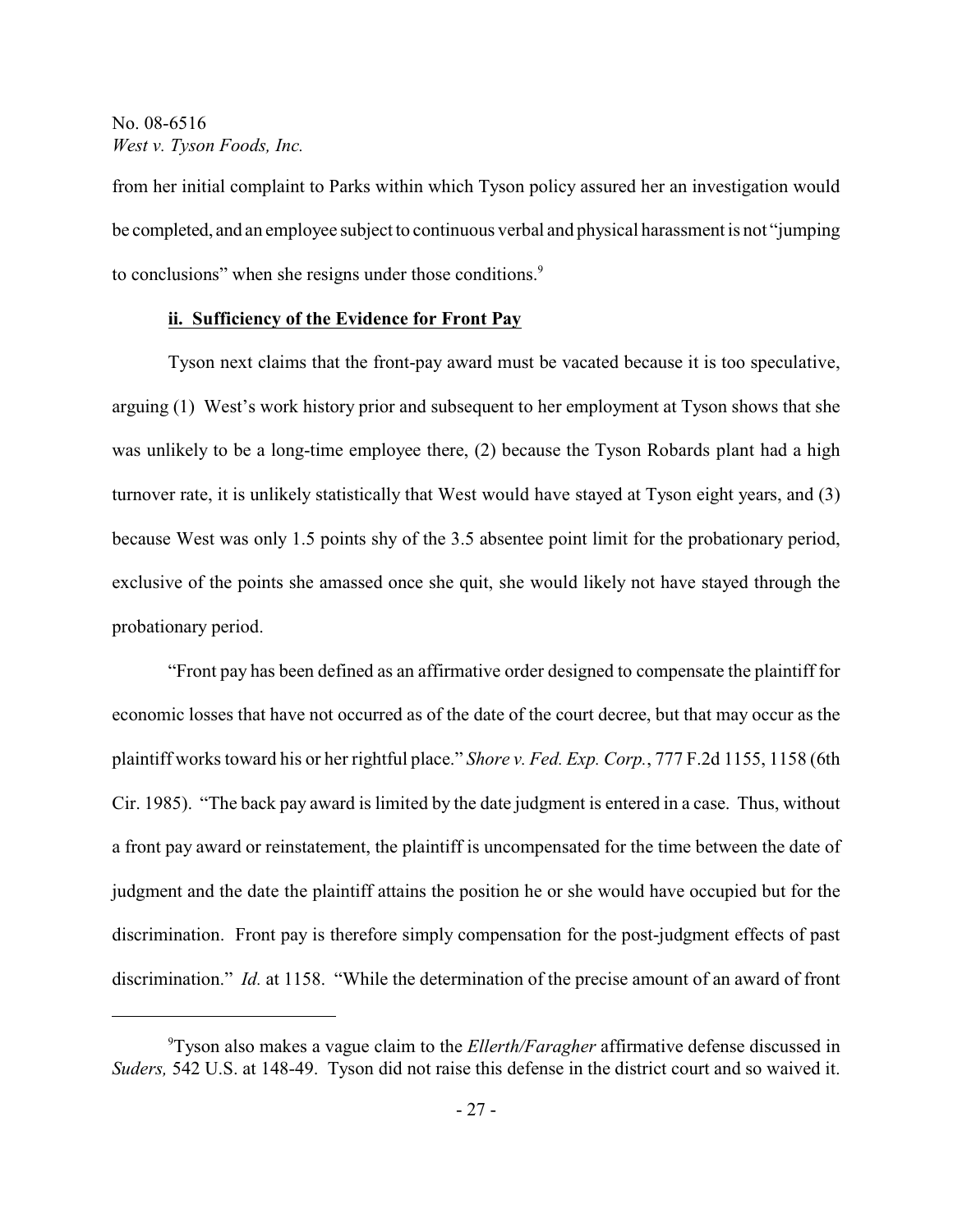from her initial complaint to Parks within which Tyson policy assured her an investigation would be completed, and an employee subject to continuous verbal and physical harassment is not "jumping to conclusions" when she resigns under those conditions.[9]

**ii. Sufficiency of the Evidence for Front Pay**

Tyson next claims that the front-pay award must be vacated because it is too speculative, arguing (1) West's work history prior and subsequent to her employment at Tyson shows that she was unlikely to be a long-time employee there, (2) because the Tyson Robards plant had a high turnover rate, it is unlikely statistically that West would have stayed at Tyson eight years, and (3) because West was only 1.5 points shy of the 3.5 absentee point limit for the probationary period, exclusive of the points she amassed once she quit, she would likely not have stayed through the probationary period.

"Front pay has been defined as an affirmative order designed to compensate the plaintiff for economic losses that have not occurred as of the date of the court decree, but that may occur as the plaintiff works toward his or her rightful place." *Shore v. Fed. Exp. Corp.*, 777 F.2d 1155, 1158 (6th Cir. 1985). "The back pay award is limited by the date judgment is entered in a case. Thus, without a front pay award or reinstatement, the plaintiff is uncompensated for the time between the date of judgment and the date the plaintiff attains the position he or she would have occupied but for the discrimination. Front pay is therefore simply compensation for the post-judgment effects of past discrimination." *Id.* at 1158. "While the determination of the precise amount of an award of front

---

[9] Tyson also makes a vague claim to the *Ellerth/Faragher* affirmative defense discussed in *Suders,* 542 U.S. at 148-49. Tyson did not raise this defense in the district court and so waived it.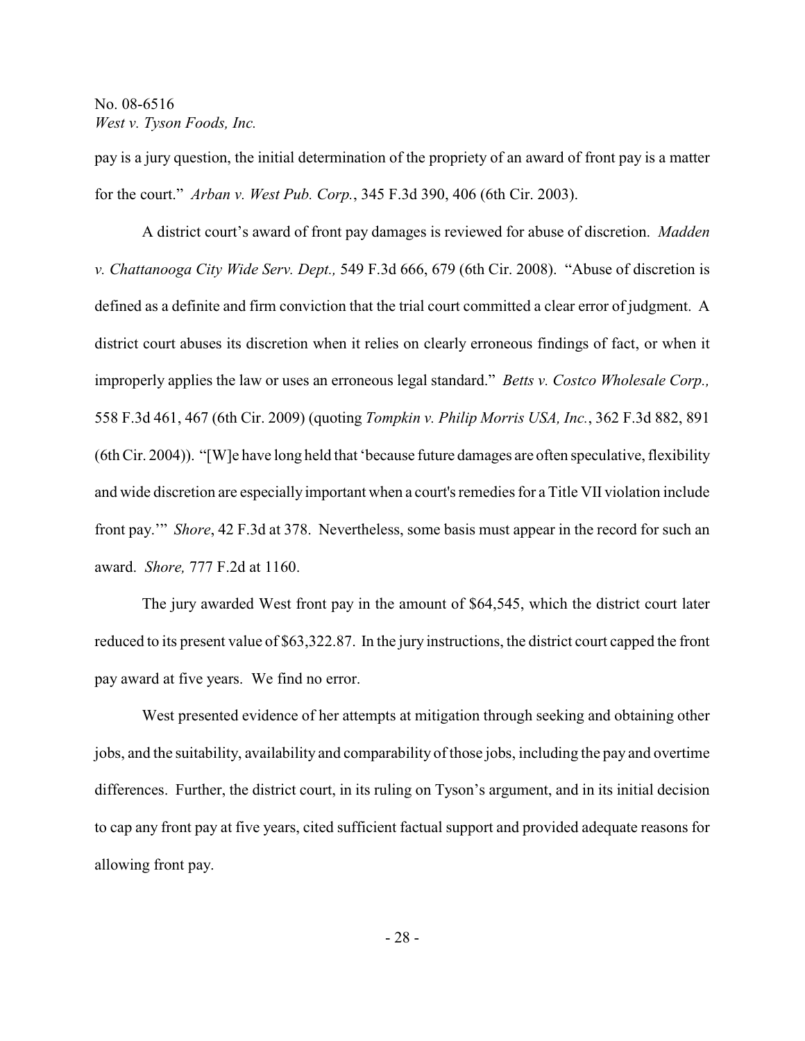pay is a jury question, the initial determination of the propriety of an award of front pay is a matter for the court." *Arban v. West Pub. Corp.*, 345 F.3d 390, 406 (6th Cir. 2003).

A district court's award of front pay damages is reviewed for abuse of discretion. *Madden v. Chattanooga City Wide Serv. Dept.,* 549 F.3d 666, 679 (6th Cir. 2008). "Abuse of discretion is defined as a definite and firm conviction that the trial court committed a clear error of judgment. A district court abuses its discretion when it relies on clearly erroneous findings of fact, or when it improperly applies the law or uses an erroneous legal standard." *Betts v. Costco Wholesale Corp.,* 558 F.3d 461, 467 (6th Cir. 2009) (quoting *Tompkin v. Philip Morris USA, Inc.*, 362 F.3d 882, 891 (6th Cir. 2004)). "[W]e have long held that 'because future damages are often speculative, flexibility and wide discretion are especially important when a court's remedies for a Title VII violation include front pay.'" *Shore*, 42 F.3d at 378. Nevertheless, some basis must appear in the record for such an award. *Shore,* 777 F.2d at 1160.

The jury awarded West front pay in the amount of $64,545, which the district court later reduced to its present value of $63,322.87. In the jury instructions, the district court capped the front pay award at five years. We find no error.

West presented evidence of her attempts at mitigation through seeking and obtaining other jobs, and the suitability, availability and comparability of those jobs, including the pay and overtime differences. Further, the district court, in its ruling on Tyson's argument, and in its initial decision to cap any front pay at five years, cited sufficient factual support and provided adequate reasons for allowing front pay.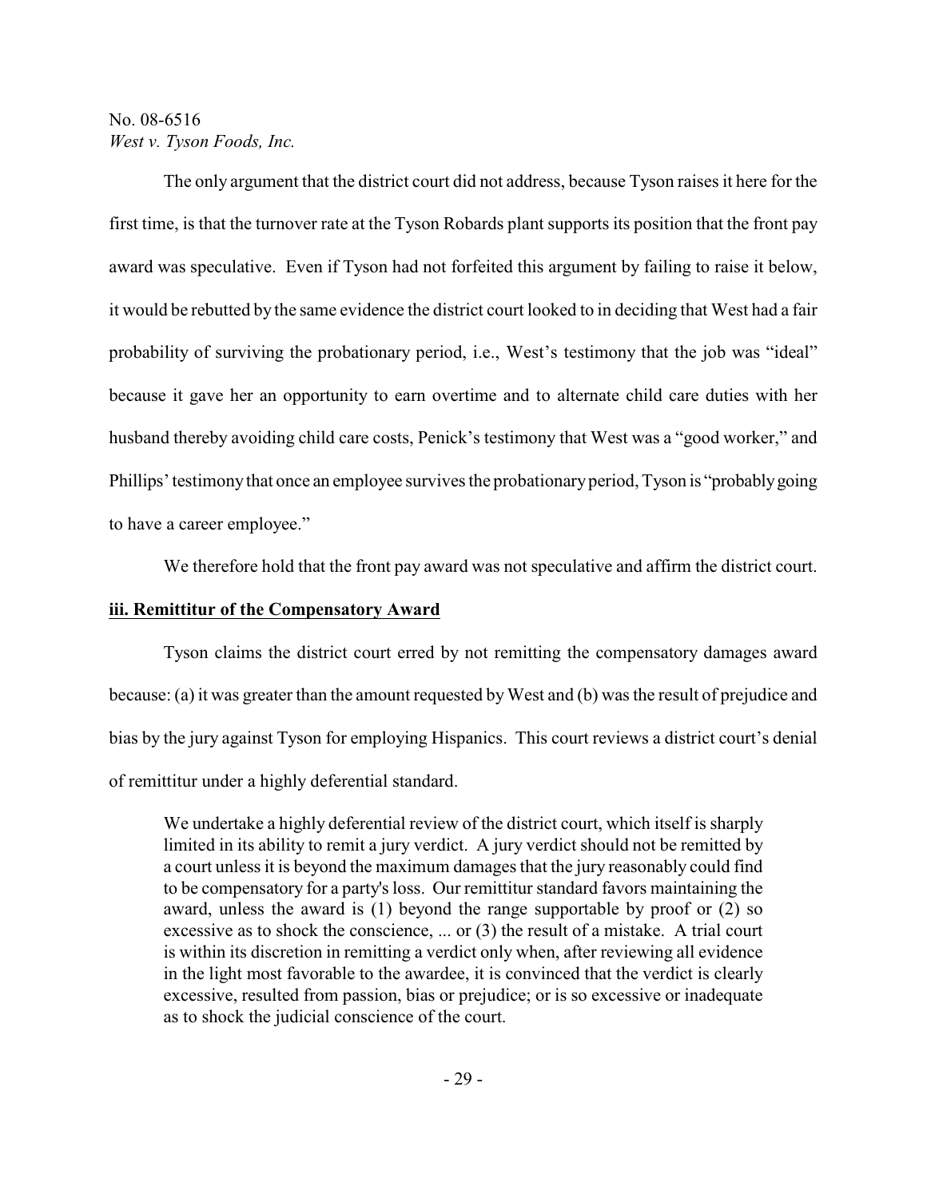The only argument that the district court did not address, because Tyson raises it here for the first time, is that the turnover rate at the Tyson Robards plant supports its position that the front pay award was speculative. Even if Tyson had not forfeited this argument by failing to raise it below, it would be rebutted by the same evidence the district court looked to in deciding that West had a fair probability of surviving the probationary period, i.e., West's testimony that the job was "ideal" because it gave her an opportunity to earn overtime and to alternate child care duties with her husband thereby avoiding child care costs, Penick's testimony that West was a "good worker," and Phillips' testimony that once an employee survives the probationary period, Tyson is "probably going to have a career employee."

We therefore hold that the front pay award was not speculative and affirm the district court.

**iii. Remittitur of the Compensatory Award**

Tyson claims the district court erred by not remitting the compensatory damages award because: (a) it was greater than the amount requested by West and (b) was the result of prejudice and bias by the jury against Tyson for employing Hispanics. This court reviews a district court's denial of remittitur under a highly deferential standard.

> We undertake a highly deferential review of the district court, which itself is sharply limited in its ability to remit a jury verdict. A jury verdict should not be remitted by a court unless it is beyond the maximum damages that the jury reasonably could find to be compensatory for a party's loss. Our remittitur standard favors maintaining the award, unless the award is (1) beyond the range supportable by proof or (2) so excessive as to shock the conscience, ... or (3) the result of a mistake. A trial court is within its discretion in remitting a verdict only when, after reviewing all evidence in the light most favorable to the awardee, it is convinced that the verdict is clearly excessive, resulted from passion, bias or prejudice; or is so excessive or inadequate as to shock the judicial conscience of the court.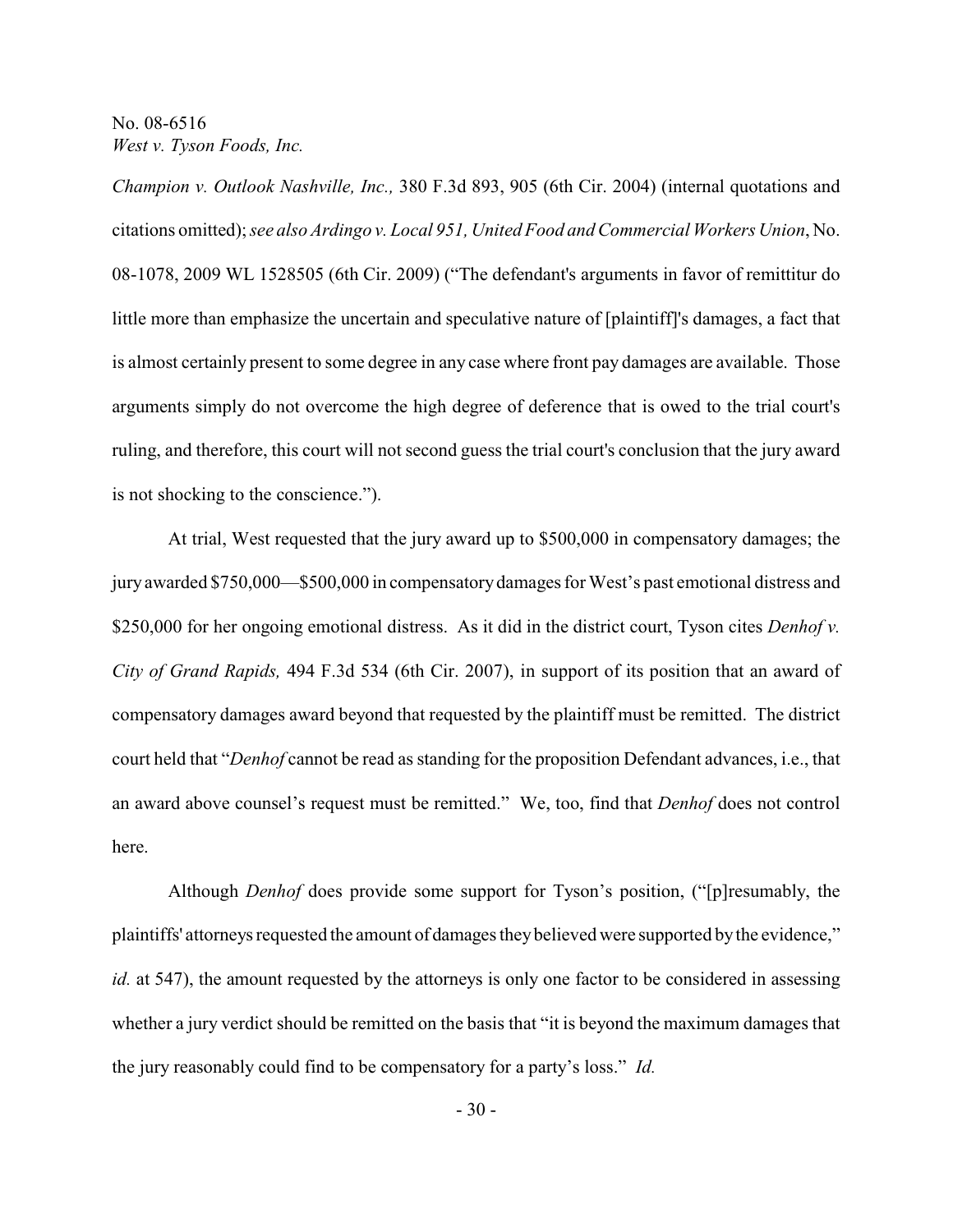*Champion v. Outlook Nashville, Inc.,* 380 F.3d 893, 905 (6th Cir. 2004) (internal quotations and citations omitted); *see also Ardingo v. Local 951, United Food and Commercial Workers Union*, No. 08-1078, 2009 WL 1528505 (6th Cir. 2009) ("The defendant's arguments in favor of remittitur do little more than emphasize the uncertain and speculative nature of [plaintiff]'s damages, a fact that is almost certainly present to some degree in any case where front pay damages are available. Those arguments simply do not overcome the high degree of deference that is owed to the trial court's ruling, and therefore, this court will not second guess the trial court's conclusion that the jury award is not shocking to the conscience.").

At trial, West requested that the jury award up to $500,000 in compensatory damages; the jury awarded $750,000—$500,000 in compensatory damages for West's past emotional distress and $250,000 for her ongoing emotional distress. As it did in the district court, Tyson cites *Denhof v. City of Grand Rapids,* 494 F.3d 534 (6th Cir. 2007), in support of its position that an award of compensatory damages award beyond that requested by the plaintiff must be remitted. The district court held that "*Denhof* cannot be read as standing for the proposition Defendant advances, i.e., that an award above counsel's request must be remitted." We, too, find that *Denhof* does not control here.

Although *Denhof* does provide some support for Tyson's position, ("[p]resumably, the plaintiffs' attorneys requested the amount of damages they believed were supported by the evidence," *id.* at 547), the amount requested by the attorneys is only one factor to be considered in assessing whether a jury verdict should be remitted on the basis that "it is beyond the maximum damages that the jury reasonably could find to be compensatory for a party's loss." *Id.*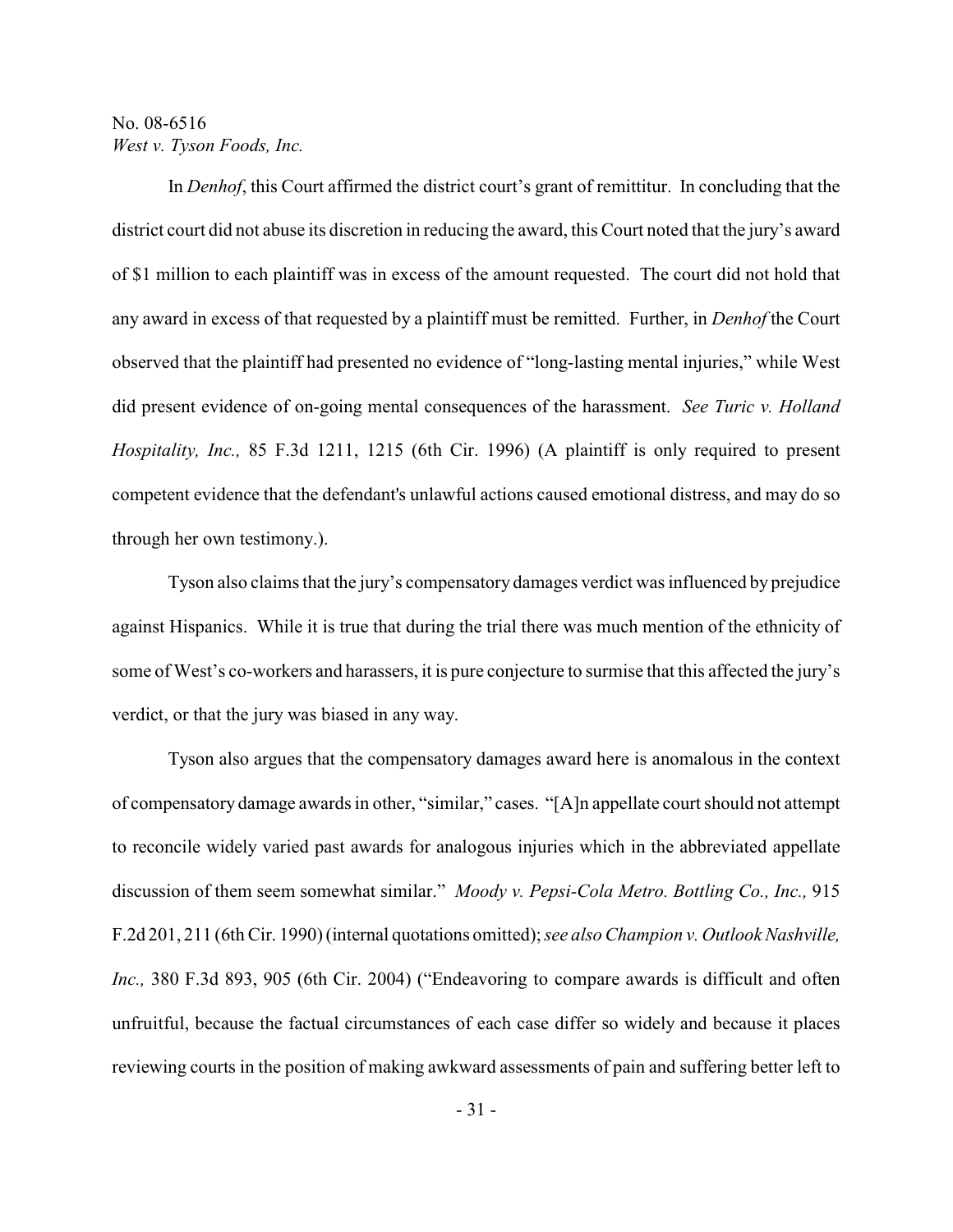In *Denhof*, this Court affirmed the district court's grant of remittitur. In concluding that the district court did not abuse its discretion in reducing the award, this Court noted that the jury's award of $1 million to each plaintiff was in excess of the amount requested. The court did not hold that any award in excess of that requested by a plaintiff must be remitted. Further, in *Denhof* the Court observed that the plaintiff had presented no evidence of "long-lasting mental injuries," while West did present evidence of on-going mental consequences of the harassment. *See Turic v. Holland Hospitality, Inc.,* 85 F.3d 1211, 1215 (6th Cir. 1996) (A plaintiff is only required to present competent evidence that the defendant's unlawful actions caused emotional distress, and may do so through her own testimony.).

Tyson also claims that the jury's compensatory damages verdict was influenced by prejudice against Hispanics. While it is true that during the trial there was much mention of the ethnicity of some of West's co-workers and harassers, it is pure conjecture to surmise that this affected the jury's verdict, or that the jury was biased in any way.

Tyson also argues that the compensatory damages award here is anomalous in the context of compensatory damage awards in other, "similar," cases. "[A]n appellate court should not attempt to reconcile widely varied past awards for analogous injuries which in the abbreviated appellate discussion of them seem somewhat similar." *Moody v. Pepsi-Cola Metro. Bottling Co., Inc.,* 915 F.2d 201, 211 (6th Cir. 1990) (internal quotations omitted); *see also Champion v. Outlook Nashville, Inc.,* 380 F.3d 893, 905 (6th Cir. 2004) ("Endeavoring to compare awards is difficult and often unfruitful, because the factual circumstances of each case differ so widely and because it places reviewing courts in the position of making awkward assessments of pain and suffering better left to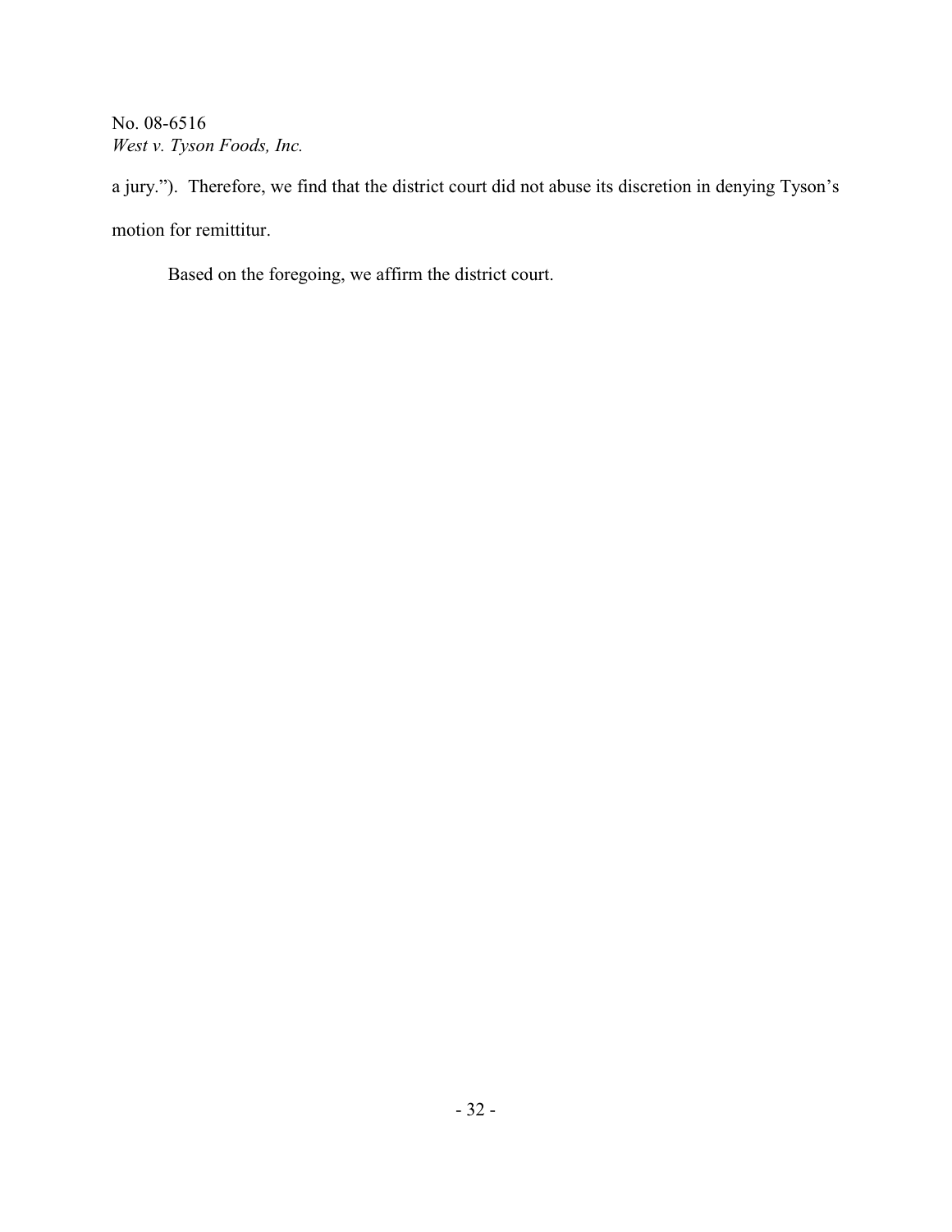a jury."). Therefore, we find that the district court did not abuse its discretion in denying Tyson's motion for remittitur.

Based on the foregoing, we affirm the district court.